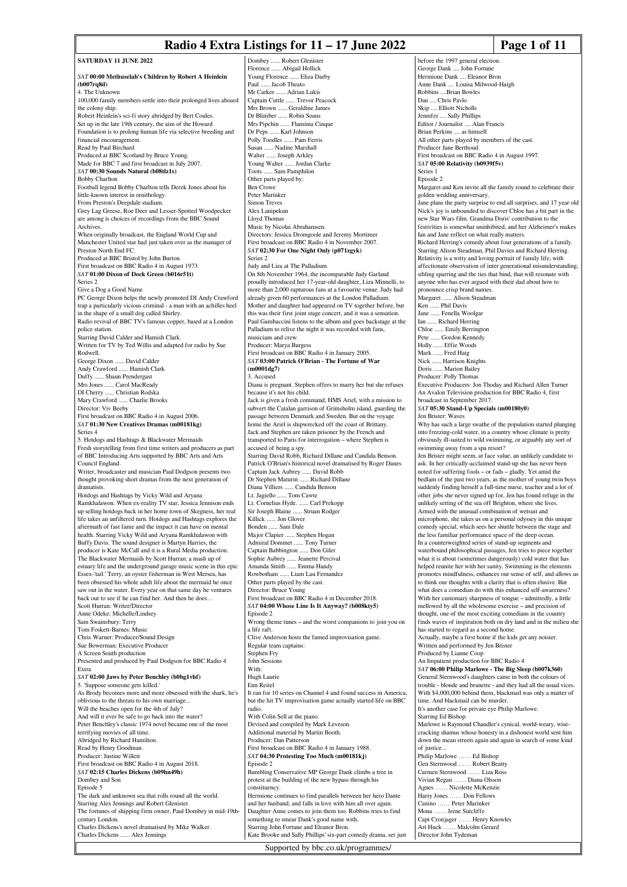# Radio 4 Extra Listings for 11 – 17 June 2022

## SATURDAY 11 JUNE 2022

***SAT* 00:00 Methuselah's Children by Robert A Heinlein (b007rq8d)**
4. The Unknown
100,000 family members settle into their prolonged lives aboard the colony ship.
Robert Heinlein's sci-fi story abridged by Bert Coules.
Set up in the late 19th century, the aim of the Howard Foundation is to prolong human life via selective breeding and financial encouragement.
Read by Paul Birchard
Produced at BBC Scotland by Bruce Young.
Made for BBC 7 and first broadcast in July 2007.

***SAT* 00:30 Sounds Natural (b08tlz1s)**
Bobby Charlton
Football legend Bobby Charlton tells Derek Jones about his little-known interest in ornithology.
From Preston's Deepdale stadium.
Grey Lag Greese, Roe Deer and Lesser-Spotted Woodpecker are among is choices of recordings from the BBC Sound Archives.
When originally broadcast, the England World Cup and Manchester United star had just taken over as the manager of Preston North End FC.
Produced at BBC Bristol by John Burton.
First broadcast on BBC Radio 4 in August 1973.

***SAT* 01:00 Dixon of Dock Green (b016r51t)**
Series 2
Give a Dog a Good Name
PC George Dixon helps the newly promoted DI Andy Crawford trap a particularly vicious criminal - a man with an achilles heel in the shape of a small dog called Shirley.
Radio revival of BBC TV's famous copper, based at a London police station.
Starring David Calder and Hamish Clark.
Written for TV by Ted Willis and adapted for radio by Sue Rodwell.
George Dixon ...... David Calder
Andy Crawford ...... Hamish Clark
Duffy ...... Shaun Prendergast
Mrs Jones ...... Carol MacReady
DI Cherry ...... Christian Rodska
Mary Crawford ...... Charlie Brooks
Director: Viv Beeby
First broadcast on BBC Radio 4 in August 2006.

***SAT* 01:30 New Creatives Dramas (m00181kg)**
Series 4
5. Hotdogs and Hashtags & Blackwater Mermaids
Fresh storytelling from first time writers and producers as part of BBC Introducing Arts supported by BBC Arts and Arts Council England.
Writer, broadcaster and musician Paul Dodgson presents two thought provoking short dramas from the next generation of dramatists.
Hotdogs and Hashtags by Vicky Wild and Aryana Ramkhalawon. When ex-reality TV star, Jessica Jennison ends up selling hotdogs back in her home town of Skegness, her real life takes an unfiltered turn. Hotdogs and Hashtags explores the aftermath of fast fame and the impact it can have on mental health. Starring Vicky Wild and Aryana Ramkhalawon with Buffy Davis. The sound designer is Martyn Harries, the producer is Kate McCall and it is a Rural Media production.
The Blackwater Mermaids by Scott Hurran: a mash up of estuary life and the underground garage music scene in this epic Essex-'tail.' Terry, an oyster fisherman in West Mersea, has been obsessed his whole adult life about the mermaid he once saw out in the water. Every year on that same day he ventures back out to see if he can find her. And then he does…
Scott Hurran: Writer/Director
Anne Odeke: Michelle/Lindsey
Sam Swainsbury: Terry
Tom Foskett-Barnes: Music
Chris Warner: Producer/Sound Design
Sue Bowerman: Executive Producer
A Screen South production
Presented and produced by Paul Dodgson for BBC Radio 4 Extra

***SAT* 02:00 Jaws by Peter Benchley (b0bg1vhf)**
5. 'Suppose someone gets killed.'
As Brody becomes more and more obsessed with the shark, he's oblivious to the threats to his own marriage...
Will the beaches open for the 4th of July?
And will it ever be safe to go back into the water?
Peter Benchley's classic 1974 novel became one of the most terrifying movies of all time.
Abridged by Richard Hamilton.
Read by Henry Goodman.
Producer: Justine Willett
First broadcast on BBC Radio 4 in August 2018.

***SAT* 02:15 Charles Dickens (b09hn49h)**
Dombey and Son
Episode 5
The dark and unknown sea that rolls round all the world.
Starring Alex Jennings and Robert Glenister.
The fortunes of shipping firm owner, Paul Dombey in mid-19th-century London.
Charles Dickens's novel dramatised by Mike Walker.
Charles Dickens ...... Alex Jennings
Dombey ...... Robert Glenister
Florence ...... Abigail Hollick
Young Florence ...... Eliza Darby
Paul ...... Jacob Theato
Mr Carker ...... Adrian Lukis
Captain Cuttle ...... Trevor Peacock
Mrs Brown ...... Geraldine James
Dr Blimber ...... Robin Soans
Mrs Pipchin ...... Flaminia Cinque
Dr Peps ...... Karl Johnson
Polly Toodles ...... Pam Ferris
Susan ...... Nadine Marshall
Walter ...... Joseph Arkley
Young Walter ...... Jordan Clarke
Toots ...... Sam Pamphilon
Other parts played by:
Ben Crowe
Peter Marinker
Simon Treves
Alex Lanipekun
Lloyd Thomas
Music by Nicolai Abrahamsen.
Directors: Jessica Dromgoole and Jeremy Mortimer
First broadcast on BBC Radio 4 in November 2007.

***SAT* 02:30 For One Night Only (p071zgyk)**
Series 2
Judy and Liza at The Palladium
On 8th November 1964, the incomparable Judy Garland proudly introduced her 17-year-old daughter, Liza Minnelli, to more than 2,000 rapturous fans at a favourite venue. Judy had already given 60 performances at the London Palladium. Mother and daughter had appeared on TV together before, but this was their first joint stage concert, and it was a sensation.
Paul Gambaccini listens to the album and goes backstage at the Palladium to relive the night it was recorded with fans, musicians and crew.
Producer: Marya Burgess
First broadcast on BBC Radio 4 in January 2005.

***SAT* 03:00 Patrick O'Brian - The Fortune of War (m0001dg7)**
3. Accused
Diana is pregnant. Stephen offers to marry her but she refuses because it's not his child.
Jack is given a fresh command, HMS Ariel, with a mission to subvert the Catalan garrison of Grimsholm island, guarding the passage between Denmark and Sweden. But on the voyage home the Ariel is shipwrecked off the coast of Brittany.
Jack and Stephen are taken prisoner by the French and transported to Paris for interrogation – where Stephen is accused of being a spy.
Starring David Robb, Richard Dillane and Candida Benson.
Patrick O'Brian's historical novel dramatised by Roger Danes
Captain Jack Aubrey ...... David Robb
Dr Stephen Maturin ...... Richard Dillane
Diana Villiers ...... Candida Benson
Lt. Jagiello ...... Tom Cawte
Lt. Cornelius Hyde. ...... Carl Prekopp
Sir Joseph Blaine ...... Struan Rodger
Killick ...... Jon Glover
Bonden ...... Sam Dale
Major Clapier ...... Stephen Hogan
Admiral Dommet ...... Tony Turner
Captain Babbington ...... Don Gilet
Sophie Aubrey ...... Jeanette Percival
Amanda Smith ...... Emma Handy
Rowbotham ...... Liam Lau Fernandez
Other parts played by the cast.
Director: Bruce Young
First broadcast on BBC Radio 4 in December 2018.

***SAT* 04:00 Whose Line Is It Anyway? (b008kty5)**
Episode 2
Wrong theme tunes – and the worst companions to join you on a life raft.
Clive Anderson hosts the famed improvisation game.
Regular team captains:
Stephen Fry
John Sessions
With:
Hugh Laurie
Enn Reitel
It ran for 10 series on Channel 4 and found success in America, but the hit TV improvisation game actually started life on BBC radio.
With Colin Sell at the piano.
Devised and compiled by Mark Leveson.
Additional material by Martin Booth.
Producer: Dan Patterson
First broadcast on BBC Radio 4 in January 1988.

***SAT* 04:30 Protesting Too Much (m00181kj)**
Episode 2
Bumbling Conservative MP George Dank climbs a tree in protest at the building of the new bypass through his constituency.
Hermione continues to find parallels between her hero Dante and her husband, and falls in love with him all over again. Daughter Anne comes to join them too. Robbins tries to find something to smear Dank's good name with.
Starring John Fortune and Eleanor Bron.
Kate Brooke and Sally Phillips' six-part comedy drama, set just before the 1997 general election.
George Dank .... John Fortune
Hermione Dank .... Eleanor Bron
Anne Dank .... Louisa Milwood-Haigh
Robbins ....Brian Bowles
Dan .... Chris Pavlo
Skip .... Elliott Nicholls
Jennifer .... Sally Phillips
Editor / Journalist .... Alan Francis
Brian Perkins .... as himself
All other parts played by members of the cast.
Producer Jane Berthoud
First broadcast on BBC Radio 4 in August 1997.

***SAT* 05:00 Relativity (b0939f5v)**
Series 1
Episode 2
Margaret and Ken invite all the family round to celebrate their golden wedding anniversary.
Jane plans the party surprise to end all surprises, and 17 year old Nick's joy is unbounded to discover Chloe has a bit part in the new Star Wars film. Grandma Doris' contribution to the festivities is somewhat uninhibited, and her Alzheimer's makes Ian and Jane reflect on what really matters.
Richard Herring's comedy about four generations of a family.
Starring Alison Steadman, Phil Davies and Richard Herring.
Relativity is a witty and loving portrait of family life, with affectionate observation of inter generational misunderstanding, sibling sparring and the ties that bind, that will resonate with anyone who has ever argued with their dad about how to pronounce crisp brand names.
Margaret ...... Alison Steadman
Ken ...... Phil Davis
Jane ...... Fenella Woolgar
Ian ...... Richard Herring
Chloe ...... Emily Berrington
Pete ...... Gordon Kennedy
Holly ...... Effie Woods
Mark ...... Fred Haig
Nick ...... Harrison Knights
Doris ...... Marion Bailey
Producer: Polly Thomas
Executive Producers: Jon Thoday and Richard Allen Turner
An Avalon Television production for BBC Radio 4, first broadcast in September 2017.

***SAT* 05:30 Stand-Up Specials (m00180y0)**
Jen Brister: Waves
Why has such a large swathe of the population started plunging into freezing-cold water, in a country whose climate is pretty obviously ill-suited to wild swimming, or arguably any sort of swimming away from a spa resort?
Jen Brister might seem, at face value, an unlikely candidate to ask. In her critically-acclaimed stand-up she has never been noted for suffering fools – or fads – gladly. Yet amid the bedlam of the past two years, as the mother of young twin boys suddenly finding herself a full-time nurse, teacher and a lot of other jobs she never signed up for, Jen has found refuge in the unlikely setting of the sea off Brighton, where she lives.
Armed with the unusual combination of wetsuit and microphone, she takes us on a personal odyssey in this unique comedy special, which sees her shuttle between the stage and the less familiar performance space of the deep ocean.
In a counterweighted series of stand-up segments and waterbound philosophical passages, Jen tries to piece together what it is about (sometimes dangerously) cold water that has helped reunite her with her sanity. Swimming in the elements promotes mindfulness, enhances our sense of self, and allows us to think our thoughts with a clarity that is often elusive. But what does a comedian do with this enhanced self-awareness?
With her customary sharpness of tongue – admittedly, a little mellowed by all the wholesome exercise – and precision of thought, one of the most exciting comedians in the country finds waves of inspiration both on dry land and in the milieu she has started to regard as a second home.
Actually, maybe a first home if the kids get any noisier.
Written and performed by Jen Brister
Produced by Lianne Coop
An Impatient production for BBC Radio 4

***SAT* 06:00 Philip Marlowe - The Big Sleep (b007k360)**
General Sternwood's daughters came in both the colours of trouble - blonde and brunette - and they had all the usual vices. With $4,000,000 behind them, blackmail was only a matter of time. And blackmail can be murder.
It's another case for private eye Philip Marlowe.
Starring Ed Bishop.
Marlowe is Raymond Chandler's cynical, world-weary, wise-cracking shamus whose honesty in a dishonest world sent him down the mean streets again and again in search of some kind of justice...
Philip Marlowe …… Ed Bishop
Gen Sternwood …… Robert Beatty
Carmen Sternwood …… Liza Ross
Vivian Regan …… Diana Olsson
Agnes …… Nicolette McKenzie
Harry Jones …… Don Fellows
Canino …… Peter Marinker
Mona …… Irene Sutcliffe
Capt Cronjager …… Henry Knowles
Art Huck …… Malcolm Gerard
Director John Tydeman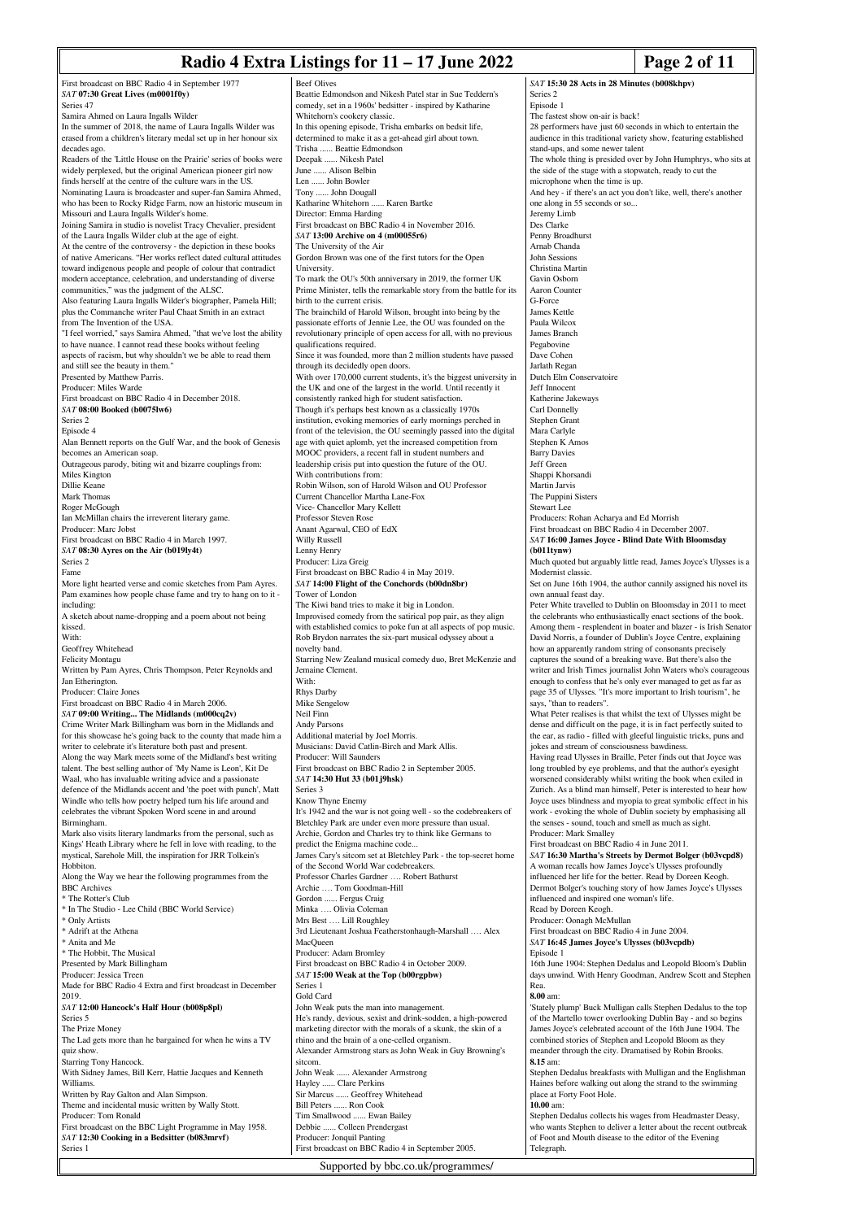First broadcast on BBC Radio 4 in September 1977

**SAT 07:30 Great Lives (m0001f0y)**

Series 47

Samira Ahmed on Laura Ingalls Wilder

In the summer of 2018, the name of Laura Ingalls Wilder was erased from a children's literary medal set up in her honour six decades ago.

Readers of the 'Little House on the Prairie' series of books were widely perplexed, but the original American pioneer girl now finds herself at the centre of the culture wars in the US.

Nominating Laura is broadcaster and super-fan Samira Ahmed, who has been to Rocky Ridge Farm, now an historic museum in Missouri and Laura Ingalls Wilder's home.

Joining Samira in studio is novelist Tracy Chevalier, president of the Laura Ingalls Wilder club at the age of eight.

At the centre of the controversy - the depiction in these books of native Americans. "Her works reflect dated cultural attitudes toward indigenous people and people of colour that contradict modern acceptance, celebration, and understanding of diverse communities," was the judgment of the ALSC.

Also featuring Laura Ingalls Wilder's biographer, Pamela Hill; plus the Commanche writer Paul Chaat Smith in an extract from The Invention of the USA.

"I feel worried," says Samira Ahmed, "that we've lost the ability to have nuance. I cannot read these books without feeling aspects of racism, but why shouldn't we be able to read them and still see the beauty in them."

Presented by Matthew Parris.

Producer: Miles Warde

First broadcast on BBC Radio 4 in December 2018.

**SAT 08:00 Booked (b0075lw6)**

Series 2

Episode 4

Alan Bennett reports on the Gulf War, and the book of Genesis becomes an American soap.

Outrageous parody, biting wit and bizarre couplings from:

Miles Kington

Dillie Keane

Mark Thomas

Roger McGough

Ian McMillan chairs the irreverent literary game.

Producer: Marc Jobst

First broadcast on BBC Radio 4 in March 1997.

**SAT 08:30 Ayres on the Air (b019ly4t)**

Series 2

Fame

More light hearted verse and comic sketches from Pam Ayres. Pam examines how people chase fame and try to hang on to it - including:

A sketch about name-dropping and a poem about not being kissed.

With:

Geoffrey Whitehead

Felicity Montagu

Written by Pam Ayres, Chris Thompson, Peter Reynolds and Jan Etherington.

Producer: Claire Jones

First broadcast on BBC Radio 4 in March 2006.

**SAT 09:00 Writing... The Midlands (m000cq2v)**

Crime Writer Mark Billingham was born in the Midlands and for this showcase he's going back to the county that made him a writer to celebrate it's literature both past and present.

Along the way Mark meets some of the Midland's best writing talent. The best selling author of 'My Name is Leon', Kit De Waal, who has invaluable writing advice and a passionate defence of the Midlands accent and 'the poet with punch', Matt Windle who tells how poetry helped turn his life around and celebrates the vibrant Spoken Word scene in and around Birmingham.

Mark also visits literary landmarks from the personal, such as Kings' Heath Library where he fell in love with reading, to the mystical, Sarehole Mill, the inspiration for JRR Tolkein's Hobbiton.

Along the Way we hear the following programmes from the BBC Archives

* The Rotter's Club
* In The Studio - Lee Child (BBC World Service)
* Only Artists
* Adrift at the Athena
* Anita and Me
* The Hobbit, The Musical

Presented by Mark Billingham

Producer: Jessica Treen

Made for BBC Radio 4 Extra and first broadcast in December 2019.

**SAT 12:00 Hancock's Half Hour (b008p8pl)**

Series 5

The Prize Money

The Lad gets more than he bargained for when he wins a TV quiz show.

Starring Tony Hancock.

With Sidney James, Bill Kerr, Hattie Jacques and Kenneth Williams.

Written by Ray Galton and Alan Simpson.

Theme and incidental music written by Wally Stott.

Producer: Tom Ronald

First broadcast on the BBC Light Programme in May 1958.

**SAT 12:30 Cooking in a Bedsitter (b083mrvf)**

Series 1

Beef Olives

Beattie Edmondson and Nikesh Patel star in Sue Teddern's comedy, set in a 1960s' bedsitter - inspired by Katharine Whitehorn's cookery classic.

In this opening episode, Trisha embarks on bedsit life, determined to make it as a get-ahead girl about town.

Trisha ...... Beattie Edmondson

Deepak ...... Nikesh Patel

June ...... Alison Belbin

Len ...... John Bowler

Tony ...... John Dougall

Katharine Whitehorn ...... Karen Bartke

Director: Emma Harding

First broadcast on BBC Radio 4 in November 2016.

**SAT 13:00 Archive on 4 (m00055r6)**

The University of the Air

Gordon Brown was one of the first tutors for the Open University.

To mark the OU's 50th anniversary in 2019, the former UK Prime Minister, tells the remarkable story from the battle for its birth to the current crisis.

The brainchild of Harold Wilson, brought into being by the passionate efforts of Jennie Lee, the OU was founded on the revolutionary principle of open access for all, with no previous qualifications required.

Since it was founded, more than 2 million students have passed through its decidedly open doors.

With over 170,000 current students, it's the biggest university in the UK and one of the largest in the world. Until recently it consistently ranked high for student satisfaction.

Though it's perhaps best known as a classically 1970s institution, evoking memories of early mornings perched in front of the television, the OU seemingly passed into the digital age with quiet aplomb, yet the increased competition from MOOC providers, a recent fall in student numbers and leadership crisis put into question the future of the OU.

With contributions from:

Robin Wilson, son of Harold Wilson and OU Professor

Current Chancellor Martha Lane-Fox

Vice- Chancellor Mary Kellett

Professor Steven Rose

Anant Agarwal, CEO of EdX

Willy Russell

Lenny Henry

Producer: Liza Greig

First broadcast on BBC Radio 4 in May 2019.

**SAT 14:00 Flight of the Conchords (b00dn8br)**

Tower of London

The Kiwi band tries to make it big in London.

Improvised comedy from the satirical pop pair, as they align with established comics to poke fun at all aspects of pop music.

Rob Brydon narrates the six-part musical odyssey about a novelty band.

Starring New Zealand musical comedy duo, Bret McKenzie and Jemaine Clement.

With:

Rhys Darby

Mike Sengelow

Neil Finn

Andy Parsons

Additional material by Joel Morris.

Musicians: David Catlin-Birch and Mark Allis.

Producer: Will Saunders

First broadcast on BBC Radio 2 in September 2005.

**SAT 14:30 Hut 33 (b01j9hsk)**

Series 3

Know Thyne Enemy

It's 1942 and the war is not going well - so the codebreakers of Bletchley Park are under even more pressure than usual.

Archie, Gordon and Charles try to think like Germans to predict the Enigma machine code...

James Cary's sitcom set at Bletchley Park - the top-secret home of the Second World War codebreakers.

Professor Charles Gardner …. Robert Bathurst

Archie …. Tom Goodman-Hill

Gordon ...... Fergus Craig

Minka …. Olivia Coleman

Mrs Best …. Lill Roughley

3rd Lieutenant Joshua Featherstonhaugh-Marshall …. Alex MacQueen

Producer: Adam Bromley

First broadcast on BBC Radio 4 in October 2009.

**SAT 15:00 Weak at the Top (b00rgpbw)**

Series 1

Gold Card

John Weak puts the man into management.

He's randy, devious, sexist and drink-sodden, a high-powered marketing director with the morals of a skunk, the skin of a rhino and the brain of a one-celled organism.

Alexander Armstrong stars as John Weak in Guy Browning's sitcom.

John Weak ...... Alexander Armstrong

Hayley ...... Clare Perkins

Sir Marcus ...... Geoffrey Whitehead

Bill Peters ...... Ron Cook

Tim Smallwood ...... Ewan Bailey

Debbie ...... Colleen Prendergast

Producer: Jonquil Panting

First broadcast on BBC Radio 4 in September 2005.

**SAT 15:30 28 Acts in 28 Minutes (b008khpv)**

Series 2

Episode 1

The fastest show on-air is back!

28 performers have just 60 seconds in which to entertain the audience in this traditional variety show, featuring established stand-ups, and some newer talent

The whole thing is presided over by John Humphrys, who sits at the side of the stage with a stopwatch, ready to cut the microphone when the time is up.

And hey - if there's an act you don't like, well, there's another one along in 55 seconds or so...

Jeremy Limb

Des Clarke

Penny Broadhurst

Arnab Chanda

John Sessions

Christina Martin

Gavin Osborn

Aaron Counter

G-Force

James Kettle

Paula Wilcox

James Branch

Pegabovine

Dave Cohen

Jarlath Regan

Dutch Elm Conservatoire

Jeff Innocent

Katherine Jakeways

Carl Donnelly

Stephen Grant

Mara Carlyle

Stephen K Amos

Barry Davies

Jeff Green

Shappi Khorsandi

Martin Jarvis

The Puppini Sisters

Stewart Lee

Producers: Rohan Acharya and Ed Morrish

First broadcast on BBC Radio 4 in December 2007.

**SAT 16:00 James Joyce - Blind Date With Bloomsday (b011tynw)**

Much quoted but arguably little read, James Joyce's Ulysses is a Modernist classic.

Set on June 16th 1904, the author cannily assigned his novel its own annual feast day.

Peter White travelled to Dublin on Bloomsday in 2011 to meet the celebrants who enthusiastically enact sections of the book. Among them - resplendent in boater and blazer - is Irish Senator David Norris, a founder of Dublin's Joyce Centre, explaining how an apparently random string of consonants precisely captures the sound of a breaking wave. But there's also the writer and Irish Times journalist John Waters who's courageous enough to confess that he's only ever managed to get as far as page 35 of Ulysses. "It's more important to Irish tourism", he says, "than to readers".

What Peter realises is that whilst the text of Ulysses might be dense and difficult on the page, it is in fact perfectly suited to the ear, as radio - filled with gleeful linguistic tricks, puns and jokes and stream of consciousness bawdiness.

Having read Ulysses in Braille, Peter finds out that Joyce was long troubled by eye problems, and that the author's eyesight worsened considerably whilst writing the book when exiled in Zurich. As a blind man himself, Peter is interested to hear how Joyce uses blindness and myopia to great symbolic effect in his work - evoking the whole of Dublin society by emphasising all the senses - sound, touch and smell as much as sight.

Producer: Mark Smalley

First broadcast on BBC Radio 4 in June 2011.

**SAT 16:30 Martha's Streets by Dermot Bolger (b03vcpd8)**

A woman recalls how James Joyce's Ulysses profoundly influenced her life for the better. Read by Doreen Keogh.

Dermot Bolger's touching story of how James Joyce's Ulysses influenced and inspired one woman's life.

Read by Doreen Keogh.

Producer: Oonagh McMullan

First broadcast on BBC Radio 4 in June 2004.

**SAT 16:45 James Joyce's Ulysses (b03vcpdb)**

Episode 1

16th June 1904: Stephen Dedalus and Leopold Bloom's Dublin days unwind. With Henry Goodman, Andrew Scott and Stephen Rea.

**8.00** am:

'Stately plump' Buck Mulligan calls Stephen Dedalus to the top of the Martello tower overlooking Dublin Bay - and so begins James Joyce's celebrated account of the 16th June 1904. The combined stories of Stephen and Leopold Bloom as they meander through the city. Dramatised by Robin Brooks.

**8.15** am:

Stephen Dedalus breakfasts with Mulligan and the Englishman Haines before walking out along the strand to the swimming place at Forty Foot Hole.

**10.00** am:

Stephen Dedalus collects his wages from Headmaster Deasy, who wants Stephen to deliver a letter about the recent outbreak of Foot and Mouth disease to the editor of the Evening Telegraph.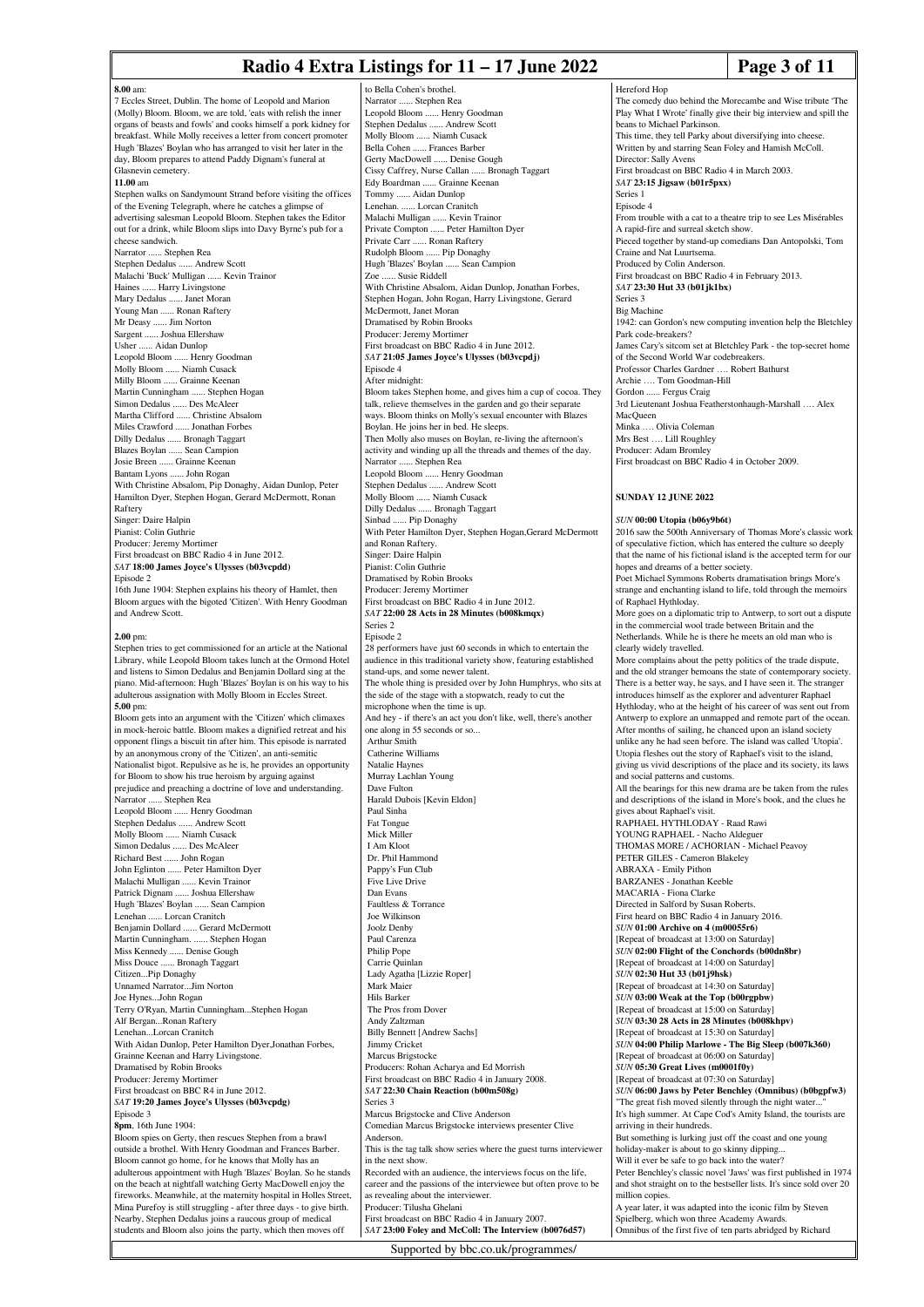**8.00** am:

7 Eccles Street, Dublin. The home of Leopold and Marion (Molly) Bloom. Bloom, we are told, 'eats with relish the inner organs of beasts and fowls' and cooks himself a pork kidney for breakfast. While Molly receives a letter from concert promoter Hugh 'Blazes' Boylan who has arranged to visit her later in the day, Bloom prepares to attend Paddy Dignam's funeral at Glasnevin cemetery.

**11.00** am

Stephen walks on Sandymount Strand before visiting the offices of the Evening Telegraph, where he catches a glimpse of advertising salesman Leopold Bloom. Stephen takes the Editor out for a drink, while Bloom slips into Davy Byrne's pub for a cheese sandwich.

Narrator ...... Stephen Rea
Stephen Dedalus ...... Andrew Scott
Malachi 'Buck' Mulligan ...... Kevin Trainor
Haines ...... Harry Livingstone
Mary Dedalus ...... Janet Moran
Young Man ...... Ronan Raftery
Mr Deasy ...... Jim Norton
Sargent ...... Joshua Ellershaw
Usher ...... Aidan Dunlop
Leopold Bloom ...... Henry Goodman
Molly Bloom ...... Niamh Cusack
Milly Bloom ...... Grainne Keenan
Martin Cunningham ...... Stephen Hogan
Simon Dedalus ...... Des McAleer
Martha Clifford ...... Christine Absalom
Miles Crawford ...... Jonathan Forbes
Dilly Dedalus ...... Bronagh Taggart
Blazes Boylan ...... Sean Campion
Josie Breen ...... Grainne Keenan
Bantam Lyons ...... John Rogan
With Christine Absalom, Pip Donaghy, Aidan Dunlop, Peter Hamilton Dyer, Stephen Hogan, Gerard McDermott, Ronan Raftery
Singer: Daire Halpin
Pianist: Colin Guthrie
Producer: Jeremy Mortimer
First broadcast on BBC Radio 4 in June 2012.

*SAT* **18:00 James Joyce's Ulysses (b03vcpdd)**

Episode 2

16th June 1904: Stephen explains his theory of Hamlet, then Bloom argues with the bigoted 'Citizen'. With Henry Goodman and Andrew Scott.

**2.00** pm:

Stephen tries to get commissioned for an article at the National Library, while Leopold Bloom takes lunch at the Ormond Hotel and listens to Simon Dedalus and Benjamin Dollard sing at the piano. Mid-afternoon: Hugh 'Blazes' Boylan is on his way to his adulterous assignation with Molly Bloom in Eccles Street.

**5.00** pm:

Bloom gets into an argument with the 'Citizen' which climaxes in mock-heroic battle. Bloom makes a dignified retreat and his opponent flings a biscuit tin after him. This episode is narrated by an anonymous crony of the 'Citizen', an anti-semitic Nationalist bigot. Repulsive as he is, he provides an opportunity for Bloom to show his true heroism by arguing against prejudice and preaching a doctrine of love and understanding.

Narrator ...... Stephen Rea
Leopold Bloom ...... Henry Goodman
Stephen Dedalus ...... Andrew Scott
Molly Bloom ...... Niamh Cusack
Simon Dedalus ...... Des McAleer
Richard Best ...... John Rogan
John Eglinton ...... Peter Hamilton Dyer
Malachi Mulligan ...... Kevin Trainor
Patrick Dignam ...... Joshua Ellershaw
Hugh 'Blazes' Boylan ...... Sean Campion
Lenehan ...... Lorcan Cranitch
Benjamin Dollard ...... Gerard McDermott
Martin Cunningham. ...... Stephen Hogan
Miss Kennedy ...... Denise Gough
Miss Douce ...... Bronagh Taggart
Citizen...Pip Donaghy
Unnamed Narrator...Jim Norton
Joe Hynes...John Rogan
Terry O'Ryan, Martin Cunningham...Stephen Hogan
Alf Bergan...Ronan Raftery
Lenehan...Lorcan Cranitch
With Aidan Dunlop, Peter Hamilton Dyer,Jonathan Forbes, Grainne Keenan and Harry Livingstone.
Dramatised by Robin Brooks
Producer: Jeremy Mortimer
First broadcast on BBC R4 in June 2012.

*SAT* **19:20 James Joyce's Ulysses (b03vcpdg)**

Episode 3

**8pm**, 16th June 1904:

Bloom spies on Gerty, then rescues Stephen from a brawl outside a brothel. With Henry Goodman and Frances Barber.

Bloom cannot go home, for he knows that Molly has an adulterous appointment with Hugh 'Blazes' Boylan. So he stands on the beach at nightfall watching Gerty MacDowell enjoy the fireworks. Meanwhile, at the maternity hospital in Holles Street, Mina Purefoy is still struggling - after three days - to give birth. Nearby, Stephen Dedalus joins a raucous group of medical students and Bloom also joins the party, which then moves off to Bella Cohen's brothel.

Narrator ...... Stephen Rea
Leopold Bloom ...... Henry Goodman
Stephen Dedalus ...... Andrew Scott
Molly Bloom ...... Niamh Cusack
Bella Cohen ...... Frances Barber
Gerty MacDowell ...... Denise Gough
Cissy Caffrey, Nurse Callan ...... Bronagh Taggart
Edy Boardman ...... Grainne Keenan
Tommy ...... Aidan Dunlop
Lenehan, ...... Lorcan Cranitch
Malachi Mulligan ...... Kevin Trainor
Private Compton ...... Peter Hamilton Dyer
Private Carr ...... Ronan Raftery
Rudolph Bloom ...... Pip Donaghy
Hugh 'Blazes' Boylan ...... Sean Campion
Zoe ...... Susie Riddell
With Christine Absalom, Aidan Dunlop, Jonathan Forbes, Stephen Hogan, John Rogan, Harry Livingstone, Gerard McDermott, Janet Moran
Dramatised by Robin Brooks
Producer: Jeremy Mortimer
First broadcast on BBC Radio 4 in June 2012.

*SAT* **21:05 James Joyce's Ulysses (b03vcpdj)**

Episode 4

After midnight:

Bloom takes Stephen home, and gives him a cup of cocoa. They talk, relieve themselves in the garden and go their separate ways. Bloom thinks on Molly's sexual encounter with Blazes Boylan. He joins her in bed. He sleeps.

Then Molly also muses on Boylan, re-living the afternoon's activity and winding up all the threads and themes of the day.

Narrator ...... Stephen Rea
Leopold Bloom ...... Henry Goodman
Stephen Dedalus ...... Andrew Scott
Molly Bloom ...... Niamh Cusack
Dilly Dedalus ...... Bronagh Taggart
Sinbad ...... Pip Donaghy
With Peter Hamilton Dyer, Stephen Hogan,Gerard McDermott and Ronan Raftery.
Singer: Daire Halpin
Pianist: Colin Guthrie
Dramatised by Robin Brooks
Producer: Jeremy Mortimer
First broadcast on BBC Radio 4 in June 2012.

*SAT* **22:00 28 Acts in 28 Minutes (b008kmqx)**

Series 2

Episode 2

28 performers have just 60 seconds in which to entertain the audience in this traditional variety show, featuring established stand-ups, and some newer talent.

The whole thing is presided over by John Humphrys, who sits at the side of the stage with a stopwatch, ready to cut the microphone when the time is up.

And hey - if there's an act you don't like, well, there's another one along in 55 seconds or so...

Arthur Smith
Catherine Williams
Natalie Haynes
Murray Lachlan Young
Dave Fulton
Harald Dubois [Kevin Eldon]
Paul Sinha
Fat Tongue
Mick Miller
I Am Kloot
Dr. Phil Hammond
Pappy's Fun Club
Five Live Drive
Dan Evans
Faultless & Torrance
Joe Wilkinson
Joolz Denby
Paul Carenza
Philip Pope
Carrie Quinlan
Lady Agatha [Lizzie Roper]
Mark Maier
Hils Barker
The Pros from Dover
Andy Zaltzman
Billy Bennett [Andrew Sachs]
Jimmy Cricket
Marcus Brigstocke
Producers: Rohan Acharya and Ed Morrish
First broadcast on BBC Radio 4 in January 2008.

*SAT* **22:30 Chain Reaction (b00m508g)**

Series 3

Marcus Brigstocke and Clive Anderson

Comedian Marcus Brigstocke interviews presenter Clive Anderson.

This is the tag talk show series where the guest turns interviewer in the next show.

Recorded with an audience, the interviews focus on the life, career and the passions of the interviewee but often prove to be as revealing about the interviewer.

Producer: Tilusha Ghelani
First broadcast on BBC Radio 4 in January 2007.

*SAT* **23:00 Foley and McColl: The Interview (b0076d57)**

Hereford Hop

The comedy duo behind the Morecambe and Wise tribute 'The Play What I Wrote' finally give their big interview and spill the beans to Michael Parkinson.

This time, they tell Parky about diversifying into cheese.

Written by and starring Sean Foley and Hamish McColl.

Director: Sally Avens
First broadcast on BBC Radio 4 in March 2003.

*SAT* **23:15 Jigsaw (b01r5pxx)**

Series 1

Episode 4

From trouble with a cat to a theatre trip to see Les Misérables
A rapid-fire and surreal sketch show.
Pieced together by stand-up comedians Dan Antopolski, Tom Craine and Nat Luurtsema.
Produced by Colin Anderson.
First broadcast on BBC Radio 4 in February 2013.

*SAT* **23:30 Hut 33 (b01jk1bx)**

Series 3

Big Machine

1942: can Gordon's new computing invention help the Bletchley Park code-breakers?

James Cary's sitcom set at Bletchley Park - the top-secret home of the Second World War codebreakers.

Professor Charles Gardner …. Robert Bathurst
Archie …. Tom Goodman-Hill
Gordon ...... Fergus Craig
3rd Lieutenant Joshua Featherstonhaugh-Marshall …. Alex MacQueen
Minka …. Olivia Coleman
Mrs Best …. Lill Roughley
Producer: Adam Bromley
First broadcast on BBC Radio 4 in October 2009.

## SUNDAY 12 JUNE 2022

*SUN* **00:00 Utopia (b06y9b6t)**

2016 saw the 500th Anniversary of Thomas More's classic work of speculative fiction, which has entered the culture so deeply that the name of his fictional island is the accepted term for our hopes and dreams of a better society.

Poet Michael Symmons Roberts dramatisation brings More's strange and enchanting island to life, told through the memoirs of Raphael Hythloday.

More goes on a diplomatic trip to Antwerp, to sort out a dispute in the commercial wool trade between Britain and the Netherlands. While he is there he meets an old man who is clearly widely travelled.

More complains about the petty politics of the trade dispute, and the old stranger bemoans the state of contemporary society. There is a better way, he says, and I have seen it. The stranger introduces himself as the explorer and adventurer Raphael Hythloday, who at the height of his career of was sent out from Antwerp to explore an unmapped and remote part of the ocean. After months of sailing, he chanced upon an island society unlike any he had seen before. The island was called 'Utopia'.

Utopia fleshes out the story of Raphael's visit to the island, giving us vivid descriptions of the place and its society, its laws and social patterns and customs.

All the bearings for this new drama are be taken from the rules and descriptions of the island in More's book, and the clues he gives about Raphael's visit.

RAPHAEL HYTHLODAY - Raad Rawi
YOUNG RAPHAEL - Nacho Aldeguer
THOMAS MORE / ACHORIAN - Michael Peavoy
PETER GILES - Cameron Blakeley
ABRAXA - Emily Pithon
BARZANES - Jonathan Keeble
MACARIA - Fiona Clarke
Directed in Salford by Susan Roberts.
First heard on BBC Radio 4 in January 2016.

*SUN* **01:00 Archive on 4 (m00055r6)**

[Repeat of broadcast at 13:00 on Saturday]

*SUN* **02:00 Flight of the Conchords (b00dn8br)**

[Repeat of broadcast at 14:00 on Saturday]

*SUN* **02:30 Hut 33 (b01j9hsk)**

[Repeat of broadcast at 14:30 on Saturday]

*SUN* **03:00 Weak at the Top (b00rgpbw)**

[Repeat of broadcast at 15:00 on Saturday]

*SUN* **03:30 28 Acts in 28 Minutes (b008khpv)**

[Repeat of broadcast at 15:30 on Saturday]

*SUN* **04:00 Philip Marlowe - The Big Sleep (b007k360)**

[Repeat of broadcast at 06:00 on Saturday]

*SUN* **05:30 Great Lives (m0001f0y)**

[Repeat of broadcast at 07:30 on Saturday]

*SUN* **06:00 Jaws by Peter Benchley (Omnibus) (b0bgpfw3)**

"The great fish moved silently through the night water..."

It's high summer. At Cape Cod's Amity Island, the tourists are arriving in their hundreds.

But something is lurking just off the coast and one young holiday-maker is about to go skinny dipping...

Will it ever be safe to go back into the water?

Peter Benchley's classic novel 'Jaws' was first published in 1974 and shot straight on to the bestseller lists. It's since sold over 20 million copies.

A year later, it was adapted into the iconic film by Steven Spielberg, which won three Academy Awards.

Omnibus of the first five of ten parts abridged by Richard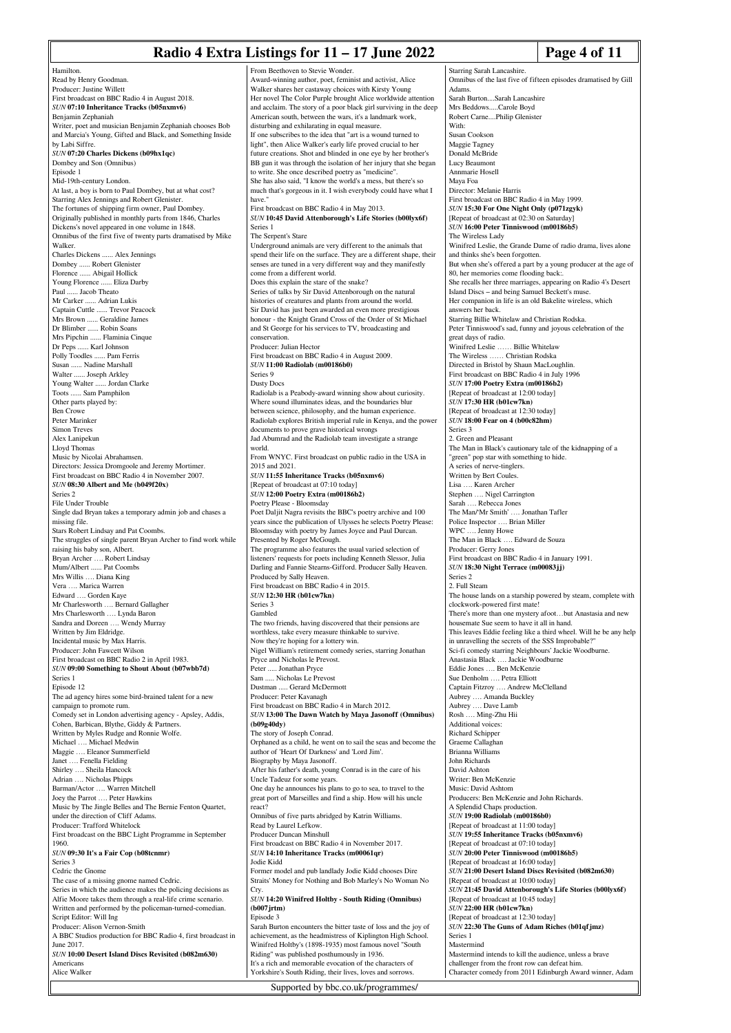Hamilton.
Read by Henry Goodman.
Producer: Justine Willett
First broadcast on BBC Radio 4 in August 2018.
*SUN* **07:10 Inheritance Tracks (b05nxmv6)**
Benjamin Zephaniah
Writer, poet and musician Benjamin Zephaniah chooses Bob and Marcia's Young, Gifted and Black, and Something Inside by Labi Siffre.
*SUN* **07:20 Charles Dickens (b09hx1qc)**
Dombey and Son (Omnibus)
Episode 1
Mid-19th-century London.
At last, a boy is born to Paul Dombey, but at what cost?
Starring Alex Jennings and Robert Glenister.
The fortunes of shipping firm owner, Paul Dombey.
Originally published in monthly parts from 1846, Charles Dickens's novel appeared in one volume in 1848.
Omnibus of the first five of twenty parts dramatised by Mike Walker.
Charles Dickens ...... Alex Jennings
Dombey ...... Robert Glenister
Florence ...... Abigail Hollick
Young Florence ...... Eliza Darby
Paul ...... Jacob Theato
Mr Carker ...... Adrian Lukis
Captain Cuttle ...... Trevor Peacock
Mrs Brown ...... Geraldine James
Dr Blimber ...... Robin Soans
Mrs Pipchin ...... Flaminia Cinque
Dr Peps ...... Karl Johnson
Polly Toodles ...... Pam Ferris
Susan ...... Nadine Marshall
Walter ...... Joseph Arkley
Young Walter ...... Jordan Clarke
Toots ...... Sam Pamphilon
Other parts played by:
Ben Crowe
Peter Marinker
Simon Treves
Alex Lanipekun
Lloyd Thomas
Music by Nicolai Abrahamsen.
Directors: Jessica Dromgoole and Jeremy Mortimer.
First broadcast on BBC Radio 4 in November 2007.
*SUN* **08:30 Albert and Me (b049f20x)**
Series 2
File Under Trouble
Single dad Bryan takes a temporary admin job and chases a missing file.
Stars Robert Lindsay and Pat Coombs.
The struggles of single parent Bryan Archer to find work while raising his baby son, Albert.
Bryan Archer …. Robert Lindsay
Mum/Albert ...... Pat Coombs
Mrs Willis …. Diana King
Vera …. Marica Warren
Edward …. Gorden Kaye
Mr Charlesworth …. Bernard Gallagher
Mrs Charlesworth …. Lynda Baron
Sandra and Doreen …. Wendy Murray
Written by Jim Eldridge.
Incidental music by Max Harris.
Producer: John Fawcett Wilson
First broadcast on BBC Radio 2 in April 1983.
*SUN* **09:00 Something to Shout About (b07wbb7d)**
Series 1
Episode 12
The ad agency hires some bird-brained talent for a new campaign to promote rum.
Comedy set in London advertising agency - Apsley, Addis, Cohen, Barbican, Blythe, Giddy & Partners.
Written by Myles Rudge and Ronnie Wolfe.
Michael …. Michael Medwin
Maggie …. Eleanor Summerfield
Janet …. Fenella Fielding
Shirley …. Sheila Hancock
Adrian …. Nicholas Phipps
Barman/Actor …. Warren Mitchell
Joey the Parrot …. Peter Hawkins
Music by The Jingle Belles and The Bernie Fenton Quartet, under the direction of Cliff Adams.
Producer: Trafford Whitelock
First broadcast on the BBC Light Programme in September 1960.
*SUN* **09:30 It's a Fair Cop (b08tcnmr)**
Series 3
Cedric the Gnome
The case of a missing gnome named Cedric.
Series in which the audience makes the policing decisions as Alfie Moore takes them through a real-life crime scenario.
Written and performed by the policeman-turned-comedian.
Script Editor: Will Ing
Producer: Alison Vernon-Smith
A BBC Studios production for BBC Radio 4, first broadcast in June 2017.
*SUN* **10:00 Desert Island Discs Revisited (b082m630)**
Americans
Alice Walker
From Beethoven to Stevie Wonder.
Award-winning author, poet, feminist and activist, Alice Walker shares her castaway choices with Kirsty Young
Her novel The Color Purple brought Alice worldwide attention and acclaim. The story of a poor black girl surviving in the deep American south, between the wars, it's a landmark work, disturbing and exhilarating in equal measure.
If one subscribes to the idea that "art is a wound turned to light", then Alice Walker's early life proved crucial to her future creations. Shot and blinded in one eye by her brother's BB gun it was through the isolation of her injury that she began to write. She once described poetry as "medicine".
She has also said, "I know the world's a mess, but there's so much that's gorgeous in it. I wish everybody could have what I have."
First broadcast on BBC Radio 4 in May 2013.
*SUN* **10:45 David Attenborough's Life Stories (b00lyx6f)**
Series 1
The Serpent's Stare
Underground animals are very different to the animals that spend their life on the surface. They are a different shape, their senses are tuned in a very different way and they manifestly come from a different world.
Does this explain the stare of the snake?
Series of talks by Sir David Attenborough on the natural histories of creatures and plants from around the world.
Sir David has just been awarded an even more prestigious honour - the Knight Grand Cross of the Order of St Michael and St George for his services to TV, broadcasting and conservation.
Producer: Julian Hector
First broadcast on BBC Radio 4 in August 2009.
*SUN* **11:00 Radiolab (m00186b0)**
Series 9
Dusty Docs
Radiolab is a Peabody-award winning show about curiosity. Where sound illuminates ideas, and the boundaries blur between science, philosophy, and the human experience.
Radiolab explores British imperial rule in Kenya, and the power documents to prove grave historical wrongs
Jad Abumrad and the Radiolab team investigate a strange world.
From WNYC. First broadcast on public radio in the USA in 2015 and 2021.
*SUN* **11:55 Inheritance Tracks (b05nxmv6)**
[Repeat of broadcast at 07:10 today]
*SUN* **12:00 Poetry Extra (m00186b2)**
Poetry Please - Bloomsday
Poet Daljit Nagra revisits the BBC's poetry archive and 100 years since the publication of Ulysses he selects Poetry Please: Bloomsday with poetry by James Joyce and Paul Durcan. Presented by Roger McGough.
The programme also features the usual varied selection of listeners' requests for poets including Kenneth Slessor, Julia Darling and Fannie Stearns-Gifford. Producer Sally Heaven.
Produced by Sally Heaven.
First broadcast on BBC Radio 4 in 2015.
*SUN* **12:30 HR (b01cw7kn)**
Series 3
Gambled
The two friends, having discovered that their pensions are worthless, take every measure thinkable to survive.
Now they're hoping for a lottery win.
Nigel William's retirement comedy series, starring Jonathan Pryce and Nicholas le Prevost.
Peter ..... Jonathan Pryce
Sam ..... Nicholas Le Prevost
Dustman ..... Gerard McDermott
Producer: Peter Kavanagh
First broadcast on BBC Radio 4 in March 2012.
*SUN* **13:00 The Dawn Watch by Maya Jasonoff (Omnibus) (b09g40dy)**
The story of Joseph Conrad.
Orphaned as a child, he went on to sail the seas and become the author of 'Heart Of Darkness' and 'Lord Jim'.
Biography by Maya Jasonoff.
After his father's death, young Conrad is in the care of his Uncle Tadeuz for some years.
One day he announces his plans to go to sea, to travel to the great port of Marseilles and find a ship. How will his uncle react?
Omnibus of five parts abridged by Katrin Williams.
Read by Laurel Lefkow.
Producer Duncan Minshull
First broadcast on BBC Radio 4 in November 2017.
*SUN* **14:10 Inheritance Tracks (m00061qr)**
Jodie Kidd
Former model and pub landlady Jodie Kidd chooses Dire Straits' Money for Nothing and Bob Marley's No Woman No Cry.
*SUN* **14:20 Winifred Holtby - South Riding (Omnibus) (b007jrtm)**
Episode 3
Sarah Burton encounters the bitter taste of loss and the joy of achievement, as the headmistress of Kiplington High School.
Winifred Holtby's (1898-1935) most famous novel "South Riding" was published posthumously in 1936.
It's a rich and memorable evocation of the characters of Yorkshire's South Riding, their lives, loves and sorrows.
Starring Sarah Lancashire.
Omnibus of the last five of fifteen episodes dramatised by Gill Adams.
Sarah Burton....Sarah Lancashire
Mrs Beddows.....Carole Boyd
Robert Carne....Philip Glenister
With:
Susan Cookson
Maggie Tagney
Donald McBride
Lucy Beaumont
Annmarie Hosell
Maya Foa
Director: Melanie Harris
First broadcast on BBC Radio 4 in May 1999.
*SUN* **15:30 For One Night Only (p071zgyk)**
[Repeat of broadcast at 02:30 on Saturday]
*SUN* **16:00 Peter Tinniswood (m00186b5)**
The Wireless Lady
Winifred Leslie, the Grande Dame of radio drama, lives alone and thinks she's been forgotten.
But when she's offered a part by a young producer at the age of 80, her memories come flooding back:.
She recalls her three marriages, appearing on Radio 4's Desert Island Discs – and being Samuel Beckett's muse.
Her companion in life is an old Bakelite wireless, which answers her back.
Starring Billie Whitelaw and Christian Rodska.
Peter Tinniswood's sad, funny and joyous celebration of the great days of radio.
Winifred Leslie …… Billie Whitelaw
The Wireless …… Christian Rodska
Directed in Bristol by Shaun MacLoughlin.
First broadcast on BBC Radio 4 in July 1996
*SUN* **17:00 Poetry Extra (m00186b2)**
[Repeat of broadcast at 12:00 today]
*SUN* **17:30 HR (b01cw7kn)**
[Repeat of broadcast at 12:30 today]
*SUN* **18:00 Fear on 4 (b00c82hm)**
Series 3
2. Green and Pleasant
The Man in Black's cautionary tale of the kidnapping of a "green" pop star with something to hide.
A series of nerve-tinglers.
Written by Bert Coules.
Lisa …. Karen Archer
Stephen …. Nigel Carrington
Sarah …. Rebecca Jones
The Man/'Mr Smith' …. Jonathan Tafler
Police Inspector …. Brian Miller
WPC …. Jenny Howe
The Man in Black …. Edward de Souza
Producer: Gerry Jones
First broadcast on BBC Radio 4 in January 1991.
*SUN* **18:30 Night Terrace (m00083jj)**
Series 2
2. Full Steam
The house lands on a starship powered by steam, complete with clockwork-powered first mate!
There's more than one mystery afoot…but Anastasia and new housemate Sue seem to have it all in hand.
This leaves Eddie feeling like a third wheel. Will he be any help in unravelling the secrets of the SSS Improbable?"
Sci-fi comedy starring Neighbours' Jackie Woodburne.
Anastasia Black …. Jackie Woodburne
Eddie Jones …. Ben McKenzie
Sue Denholm …. Petra Elliott
Captain Fitzroy …. Andrew McClelland
Aubrey …. Amanda Buckley
Aubrey …. Dave Lamb
Rosh …. Ming-Zhu Hii
Additional voices:
Richard Schipper
Graeme Callaghan
Brianna Williams
John Richards
David Ashton
Writer: Ben McKenzie
Music: David Ashtom
Producers: Ben McKenzie and John Richards.
A Splendid Chaps production.
*SUN* **19:00 Radiolab (m00186b0)**
[Repeat of broadcast at 11:00 today]
*SUN* **19:55 Inheritance Tracks (b05nxmv6)**
[Repeat of broadcast at 07:10 today]
*SUN* **20:00 Peter Tinniswood (m00186b5)**
[Repeat of broadcast at 16:00 today]
*SUN* **21:00 Desert Island Discs Revisited (b082m630)**
[Repeat of broadcast at 10:00 today]
*SUN* **21:45 David Attenborough's Life Stories (b00lyx6f)**
[Repeat of broadcast at 10:45 today]
*SUN* **22:00 HR (b01cw7kn)**
[Repeat of broadcast at 12:30 today]
*SUN* **22:30 The Guns of Adam Riches (b01qf jmz)**
Series 1
Mastermind
Mastermind intends to kill the audience, unless a brave challenger from the front row can defeat him.
Character comedy from 2011 Edinburgh Award winner, Adam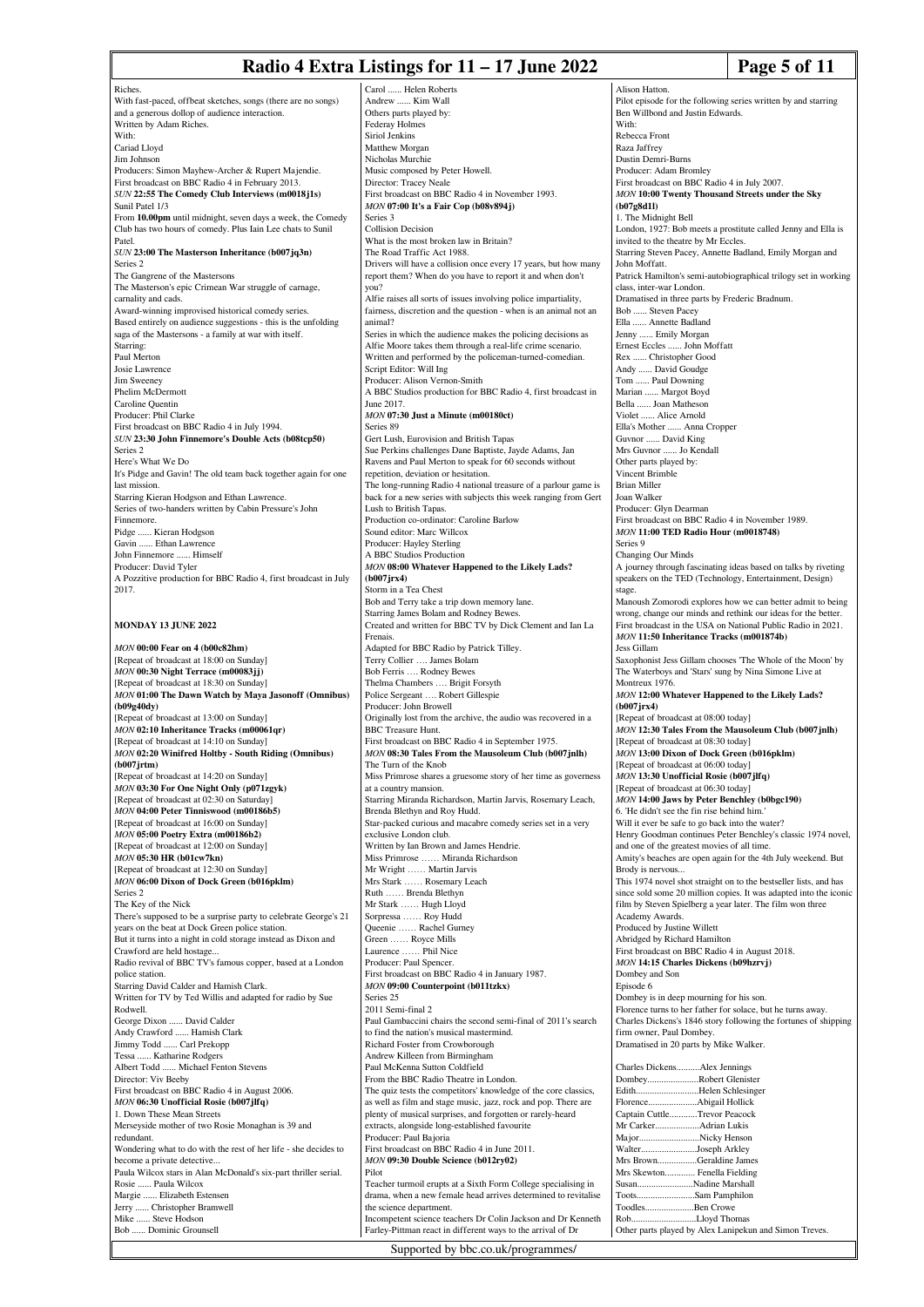Riches.
With fast-paced, offbeat sketches, songs (there are no songs) and a generous dollop of audience interaction.
Written by Adam Riches.
With:
Cariad Lloyd
Jim Johnson
Producers: Simon Mayhew-Archer & Rupert Majendie.
First broadcast on BBC Radio 4 in February 2013.

*SUN* **22:55 The Comedy Club Interviews (m0018j1s)**
Sunil Patel 1/3
From **10.00pm** until midnight, seven days a week, the Comedy Club has two hours of comedy. Plus Iain Lee chats to Sunil Patel.

*SUN* **23:00 The Masterson Inheritance (b007jq3n)**
Series 2
The Gangrene of the Mastersons
The Masterson's epic Crimean War struggle of carnage, carnality and cads.
Award-winning improvised historical comedy series.
Based entirely on audience suggestions - this is the unfolding saga of the Mastersons - a family at war with itself.
Starring:
Paul Merton
Josie Lawrence
Jim Sweeney
Phelim McDermott
Caroline Quentin
Producer: Phil Clarke
First broadcast on BBC Radio 4 in July 1994.

*SUN* **23:30 John Finnemore's Double Acts (b08tcp50)**
Series 2
Here's What We Do
It's Pidge and Gavin! The old team back together again for one last mission.
Starring Kieran Hodgson and Ethan Lawrence.
Series of two-handers written by Cabin Pressure's John Finnemore.
Pidge ...... Kieran Hodgson
Gavin ...... Ethan Lawrence
John Finnemore ...... Himself
Producer: David Tyler
A Pozzitive production for BBC Radio 4, first broadcast in July 2017.

**MONDAY 13 JUNE 2022**

*MON* **00:00 Fear on 4 (b00c82hm)**
[Repeat of broadcast at 18:00 on Sunday]

*MON* **00:30 Night Terrace (m00083jj)**
[Repeat of broadcast at 18:30 on Sunday]

*MON* **01:00 The Dawn Watch by Maya Jasonoff (Omnibus) (b09g40dy)**
[Repeat of broadcast at 13:00 on Sunday]

*MON* **02:10 Inheritance Tracks (m00061qr)**
[Repeat of broadcast at 14:10 on Sunday]

*MON* **02:20 Winifred Holtby - South Riding (Omnibus) (b007jrtm)**
[Repeat of broadcast at 14:20 on Sunday]

*MON* **03:30 For One Night Only (p071zgyk)**
[Repeat of broadcast at 02:30 on Saturday]

*MON* **04:00 Peter Tinniswood (m00186b5)**
[Repeat of broadcast at 16:00 on Sunday]

*MON* **05:00 Poetry Extra (m00186b2)**
[Repeat of broadcast at 12:00 on Sunday]

*MON* **05:30 HR (b01cw7kn)**
[Repeat of broadcast at 12:30 on Sunday]

*MON* **06:00 Dixon of Dock Green (b016pklm)**
Series 2
The Key of the Nick
There's supposed to be a surprise party to celebrate George's 21 years on the beat at Dock Green police station.
But it turns into a night in cold storage instead as Dixon and Crawford are held hostage...
Radio revival of BBC TV's famous copper, based at a London police station.
Starring David Calder and Hamish Clark.
Written for TV by Ted Willis and adapted for radio by Sue Rodwell.
George Dixon ...... David Calder
Andy Crawford ...... Hamish Clark
Jimmy Todd ...... Carl Prekopp
Tessa ...... Katharine Rodgers
Albert Todd ...... Michael Fenton Stevens
Director: Viv Beeby
First broadcast on BBC Radio 4 in August 2006.

*MON* **06:30 Unofficial Rosie (b007jlfq)**
1. Down These Mean Streets
Merseyside mother of two Rosie Monaghan is 39 and redundant.
Wondering what to do with the rest of her life - she decides to become a private detective...
Paula Wilcox stars in Alan McDonald's six-part thriller serial.
Rosie ...... Paula Wilcox
Margie ...... Elizabeth Estensen
Jerry ...... Christopher Bramwell
Mike ...... Steve Hodson
Bob ...... Dominic Grounsell
Carol ...... Helen Roberts
Andrew ...... Kim Wall
Others parts played by:
Federay Holmes
Siriol Jenkins
Matthew Morgan
Nicholas Murchie
Music composed by Peter Howell.
Director: Tracey Neale
First broadcast on BBC Radio 4 in November 1993.

*MON* **07:00 It's a Fair Cop (b08v894j)**
Series 3
Collision Decision
What is the most broken law in Britain?
The Road Traffic Act 1988.
Drivers will have a collision once every 17 years, but how many report them? When do you have to report it and when don't you?
Alfie raises all sorts of issues involving police impartiality, fairness, discretion and the question - when is an animal not an animal?
Series in which the audience makes the policing decisions as Alfie Moore takes them through a real-life crime scenario.
Written and performed by the policeman-turned-comedian.
Script Editor: Will Ing
Producer: Alison Vernon-Smith
A BBC Studios production for BBC Radio 4, first broadcast in June 2017.

*MON* **07:30 Just a Minute (m00180ct)**
Series 89
Gert Lush, Eurovision and British Tapas
Sue Perkins challenges Dane Baptiste, Jayde Adams, Jan Ravens and Paul Merton to speak for 60 seconds without repetition, deviation or hesitation.
The long-running Radio 4 national treasure of a parlour game is back for a new series with subjects this week ranging from Gert Lush to British Tapas.
Production co-ordinator: Caroline Barlow
Sound editor: Marc Willcox
Producer: Hayley Sterling
A BBC Studios Production

*MON* **08:00 Whatever Happened to the Likely Lads? (b007jrx4)**
Storm in a Tea Chest
Bob and Terry take a trip down memory lane.
Starring James Bolam and Rodney Bewes.
Created and written for BBC TV by Dick Clement and Ian La Frenais.
Adapted for BBC Radio by Patrick Tilley.
Terry Collier …. James Bolam
Bob Ferris …. Rodney Bewes
Thelma Chambers …. Brigit Forsyth
Police Sergeant …. Robert Gillespie
Producer: John Browell
Originally lost from the archive, the audio was recovered in a BBC Treasure Hunt.
First broadcast on BBC Radio 4 in September 1975.

*MON* **08:30 Tales From the Mausoleum Club (b007jnlh)**
The Turn of the Knob
Miss Primrose shares a gruesome story of her time as governess at a country mansion.
Starring Miranda Richardson, Martin Jarvis, Rosemary Leach, Brenda Blethyn and Roy Hudd.
Star-packed curious and macabre comedy series set in a very exclusive London club.
Written by Ian Brown and James Hendrie.
Miss Primrose …… Miranda Richardson
Mr Wright …… Martin Jarvis
Mrs Stark …… Rosemary Leach
Ruth …… Brenda Blethyn
Mr Stark …… Hugh Lloyd
Sorpressa …… Roy Hudd
Queenie …… Rachel Gurney
Green …… Royce Mills
Laurence …… Phil Nice
Producer: Paul Spencer.
First broadcast on BBC Radio 4 in January 1987.

*MON* **09:00 Counterpoint (b011tzkx)**
Series 25
2011 Semi-final 2
Paul Gambaccini chairs the second semi-final of 2011's search to find the nation's musical mastermind.
Richard Foster from Crowborough
Andrew Killeen from Birmingham
Paul McKenna Sutton Coldfield
From the BBC Radio Theatre in London.
The quiz tests the competitors' knowledge of the core classics, as well as film and stage music, jazz, rock and pop. There are plenty of musical surprises, and forgotten or rarely-heard extracts, alongside long-established favourite
Producer: Paul Bajoria
First broadcast on BBC Radio 4 in June 2011.

*MON* **09:30 Double Science (b012ry02)**
Pilot
Teacher turmoil erupts at a Sixth Form College specialising in drama, when a new female head arrives determined to revitalise the science department.
Incompetent science teachers Dr Colin Jackson and Dr Kenneth Farley-Pittman react in different ways to the arrival of Dr Alison Hatton.
Pilot episode for the following series written by and starring Ben Willbond and Justin Edwards.
With:
Rebecca Front
Raza Jaffrey
Dustin Demri-Burns
Producer: Adam Bromley
First broadcast on BBC Radio 4 in July 2007.

*MON* **10:00 Twenty Thousand Streets under the Sky (b07g8d1l)**
1. The Midnight Bell
London, 1927: Bob meets a prostitute called Jenny and Ella is invited to the theatre by Mr Eccles.
Starring Steven Pacey, Annette Badland, Emily Morgan and John Moffatt.
Patrick Hamilton's semi-autobiographical trilogy set in working class, inter-war London.
Dramatised in three parts by Frederic Bradnum.
Bob ...... Steven Pacey
Ella ...... Annette Badland
Jenny ...... Emily Morgan
Ernest Eccles ...... John Moffatt
Rex ...... Christopher Good
Andy ...... David Goudge
Tom ...... Paul Downing
Marian ...... Margot Boyd
Bella ...... Joan Matheson
Violet ...... Alice Arnold
Ella's Mother ...... Anna Cropper
Guvnor ...... David King
Mrs Guvnor ...... Jo Kendall
Other parts played by:
Vincent Brimble
Brian Miller
Joan Walker
Producer: Glyn Dearman
First broadcast on BBC Radio 4 in November 1989.

*MON* **11:00 TED Radio Hour (m0018748)**
Series 9
Changing Our Minds
A journey through fascinating ideas based on talks by riveting speakers on the TED (Technology, Entertainment, Design) stage.
Manoush Zomorodi explores how we can better admit to being wrong, change our minds and rethink our ideas for the better.
First broadcast in the USA on National Public Radio in 2021.

*MON* **11:50 Inheritance Tracks (m001874b)**
Jess Gillam
Saxophonist Jess Gillam chooses 'The Whole of the Moon' by The Waterboys and 'Stars' sung by Nina Simone Live at Montreux 1976.

*MON* **12:00 Whatever Happened to the Likely Lads? (b007jrx4)**
[Repeat of broadcast at 08:00 today]

*MON* **12:30 Tales From the Mausoleum Club (b007jnlh)**
[Repeat of broadcast at 08:30 today]

*MON* **13:00 Dixon of Dock Green (b016pklm)**
[Repeat of broadcast at 06:00 today]

*MON* **13:30 Unofficial Rosie (b007jlfq)**
[Repeat of broadcast at 06:30 today]

*MON* **14:00 Jaws by Peter Benchley (b0bgc190)**
6. 'He didn't see the fin rise behind him.'
Will it ever be safe to go back into the water?
Henry Goodman continues Peter Benchley's classic 1974 novel, and one of the greatest movies of all time.
Amity's beaches are open again for the 4th July weekend. But Brody is nervous...
This 1974 novel shot straight on to the bestseller lists, and has since sold some 20 million copies. It was adapted into the iconic film by Steven Spielberg a year later. The film won three Academy Awards.
Produced by Justine Willett
Abridged by Richard Hamilton
First broadcast on BBC Radio 4 in August 2018.

*MON* **14:15 Charles Dickens (b09hzrvj)**
Dombey and Son
Episode 6
Dombey is in deep mourning for his son.
Florence turns to her father for solace, but he turns away.
Charles Dickens's 1846 story following the fortunes of shipping firm owner, Paul Dombey.
Dramatised in 20 parts by Mike Walker.

Charles Dickens..........Alex Jennings
Dombey......................Robert Glenister
Edith..........................Helen Schlesinger
Florence.....................Abigail Hollick
Captain Cuttle............Trevor Peacock
Mr Carker...................Adrian Lukis
Major..........................Nicky Henson
Walter........................Joseph Arkley
Mrs Brown.................Geraldine James
Mrs Skewton............. Fenella Fielding
Susan.........................Nadine Marshall
Toots..........................Sam Pamphilon
Toodles......................Ben Crowe
Rob............................Lloyd Thomas
Other parts played by Alex Lanipekun and Simon Treves.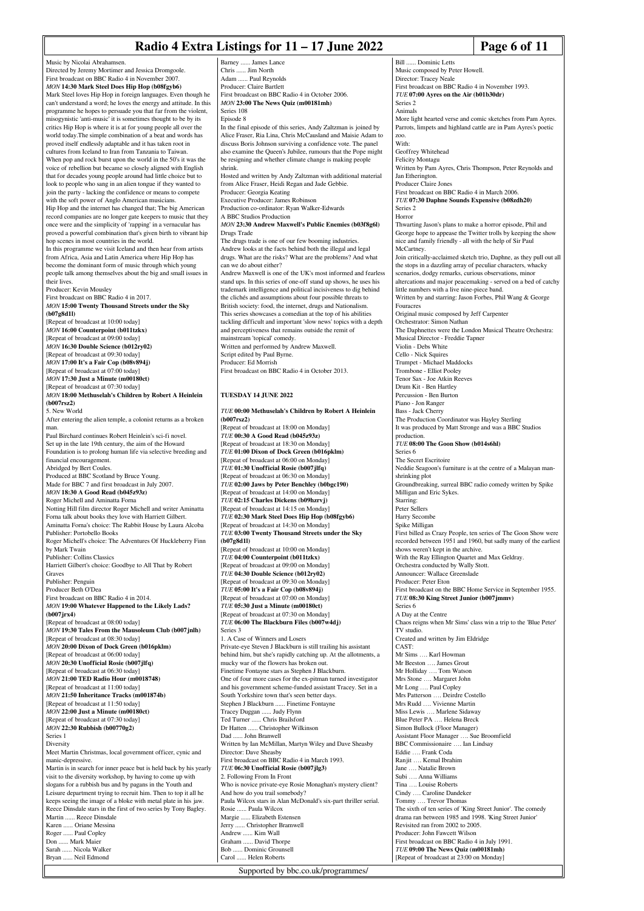Music by Nicolai Abrahamsen.
Directed by Jeremy Mortimer and Jessica Dromgoole.
First broadcast on BBC Radio 4 in November 2007.

*MON* **14:30 Mark Steel Does Hip Hop (b08fgyb6)**
Mark Steel loves Hip Hop in foreign languages. Even though he can't understand a word; he loves the energy and attitude. In this programme he hopes to persuade you that far from the violent, misogynistic 'anti-music' it is sometimes thought to be by its critics Hip Hop is where it is at for young people all over the world today.The simple combination of a beat and words has proved itself endlessly adaptable and it has taken root in cultures from Iceland to Iran from Tanzania to Taiwan.
When pop and rock burst upon the world in the 50's it was the voice of rebellion but became so closely aligned with English that for decades young people around had little choice but to look to people who sang in an alien tongue if they wanted to join the party - lacking the confidence or means to compete with the soft power of Anglo American musicians.
Hip Hop and the internet has changed that; The big American record companies are no longer gate keepers to music that they once were and the simplicity of 'rapping' in a vernacular has proved a powerful combination that's given birth to vibrant hip hop scenes in most countries in the world.
In this programme we visit Iceland and then hear from artists from Africa, Asia and Latin America where Hip Hop has become the dominant form of music through which young people talk among themselves about the big and small issues in their lives.
Producer: Kevin Mousley
First broadcast on BBC Radio 4 in 2017.

*MON* **15:00 Twenty Thousand Streets under the Sky (b07g8d1l)**
[Repeat of broadcast at 10:00 today]

*MON* **16:00 Counterpoint (b011tzkx)**
[Repeat of broadcast at 09:00 today]

*MON* **16:30 Double Science (b012ry02)**
[Repeat of broadcast at 09:30 today]

*MON* **17:00 It's a Fair Cop (b08v894j)**
[Repeat of broadcast at 07:00 today]

*MON* **17:30 Just a Minute (m00180ct)**
[Repeat of broadcast at 07:30 today]

*MON* **18:00 Methuselah's Children by Robert A Heinlein (b007rsz2)**
5. New World
After entering the alien temple, a colonist returns as a broken man.
Paul Birchard continues Robert Heinlein's sci-fi novel.
Set up in the late 19th century, the aim of the Howard Foundation is to prolong human life via selective breeding and financial encouragement.
Abridged by Bert Coules.
Produced at BBC Scotland by Bruce Young.
Made for BBC 7 and first broadcast in July 2007.

*MON* **18:30 A Good Read (b045z93z)**
Roger Michell and Aminatta Forna
Notting Hill film director Roger Michell and writer Aminatta Forna talk about books they love with Harriett Gilbert.
Aminatta Forna's choice: The Rabbit House by Laura Alcoba
Publisher: Portobello Books
Roger Michell's choice: The Adventures Of Huckleberry Finn by Mark Twain
Publisher: Collins Classics
Harriett Gilbert's choice: Goodbye to All That by Robert Graves
Publisher: Penguin
Producer Beth O'Dea
First broadcast on BBC Radio 4 in 2014.

*MON* **19:00 Whatever Happened to the Likely Lads? (b007jrx4)**
[Repeat of broadcast at 08:00 today]

*MON* **19:30 Tales From the Mausoleum Club (b007jnlh)**
[Repeat of broadcast at 08:30 today]

*MON* **20:00 Dixon of Dock Green (b016pklm)**
[Repeat of broadcast at 06:00 today]

*MON* **20:30 Unofficial Rosie (b007jlfq)**
[Repeat of broadcast at 06:30 today]

*MON* **21:00 TED Radio Hour (m0018748)**
[Repeat of broadcast at 11:00 today]

*MON* **21:50 Inheritance Tracks (m001874b)**
[Repeat of broadcast at 11:50 today]

*MON* **22:00 Just a Minute (m00180ct)**
[Repeat of broadcast at 07:30 today]

*MON* **22:30 Rubbish (b00770g2)**
Series 1
Diversity
Meet Martin Christmas, local government officer, cynic and manic-depressive.
Martin is in search for inner peace but is held back by his yearly visit to the diversity workshop, by having to come up with slogans for a rubbish bus and by pagans in the Youth and Leisure department trying to recruit him. Then to top it all he keeps seeing the image of a bloke with metal plate in his jaw.
Reece Dinsdale stars in the first of two series by Tony Bagley.
Martin ...... Reece Dinsdale
Karen ...... Oriane Messina
Roger ...... Paul Copley
Don ...... Mark Maier
Sarah ...... Nicola Walker
Bryan ...... Neil Edmond
Barney ...... James Lance
Chris ...... Jim North
Adam ...... Paul Reynolds
Producer: Claire Bartlett
First broadcast on BBC Radio 4 in October 2006.

*MON* **23:00 The News Quiz (m00181mh)**
Series 108
Episode 8
In the final episode of this series, Andy Zaltzman is joined by Alice Fraser, Ria Lina, Chris McCausland and Maisie Adam to discuss Boris Johnson surviving a confidence vote. The panel also examine the Queen's Jubilee, rumours that the Pope might be resigning and whether climate change is making people shrink.
Hosted and written by Andy Zaltzman with additional material from Alice Fraser, Heidi Regan and Jade Gebbie.
Producer: Georgia Keating
Executive Producer: James Robinson
Production co-ordinator: Ryan Walker-Edwards
A BBC Studios Production

*MON* **23:30 Andrew Maxwell's Public Enemies (b03f8g6l)**
Drugs Trade
The drugs trade is one of our few booming industries.
Andrew looks at the facts behind both the illegal and legal drugs. What are the risks? What are the problems? And what can we do about either?
Andrew Maxwell is one of the UK's most informed and fearless stand ups. In this series of one-off stand up shows, he uses his trademark intelligence and political incisiveness to dig behind the clichés and assumptions about four possible threats to British society: food, the internet, drugs and Nationalism.
This series showcases a comedian at the top of his abilities tackling difficult and important 'slow news' topics with a depth and perceptiveness that remains outside the remit of mainstream 'topical' comedy.
Written and performed by Andrew Maxwell.
Script edited by Paul Byrne.
Producer: Ed Morrish
First broadcast on BBC Radio 4 in October 2013.

## TUESDAY 14 JUNE 2022

*TUE* **00:00 Methuselah's Children by Robert A Heinlein (b007rsz2)**
[Repeat of broadcast at 18:00 on Monday]

*TUE* **00:30 A Good Read (b045z93z)**
[Repeat of broadcast at 18:30 on Monday]

*TUE* **01:00 Dixon of Dock Green (b016pklm)**
[Repeat of broadcast at 06:00 on Monday]

*TUE* **01:30 Unofficial Rosie (b007jlfq)**
[Repeat of broadcast at 06:30 on Monday]

*TUE* **02:00 Jaws by Peter Benchley (b0bgc190)**
[Repeat of broadcast at 14:00 on Monday]

*TUE* **02:15 Charles Dickens (b09hzrvj)**
[Repeat of broadcast at 14:15 on Monday]

*TUE* **02:30 Mark Steel Does Hip Hop (b08fgyb6)**
[Repeat of broadcast at 14:30 on Monday]

*TUE* **03:00 Twenty Thousand Streets under the Sky (b07g8d1l)**
[Repeat of broadcast at 10:00 on Monday]

*TUE* **04:00 Counterpoint (b011tzkx)**
[Repeat of broadcast at 09:00 on Monday]

*TUE* **04:30 Double Science (b012ry02)**
[Repeat of broadcast at 09:30 on Monday]

*TUE* **05:00 It's a Fair Cop (b08v894j)**
[Repeat of broadcast at 07:00 on Monday]

*TUE* **05:30 Just a Minute (m00180ct)**
[Repeat of broadcast at 07:30 on Monday]

*TUE* **06:00 The Blackburn Files (b007w4dj)**
Series 3
1. A Case of Winners and Losers
Private-eye Steven J Blackburn is still trailing his assistant behind him, but she's rapidly catching up. At the allotments, a mucky war of the flowers has broken out.
Finetime Fontayne stars as Stephen J Blackburn.
One of four more cases for the ex-pitman turned investigator and his government scheme-funded assistant Tracey. Set in a South Yorkshire town that's seen better days.
Stephen J Blackburn ...... Finetime Fontayne
Tracey Duggan ...... Judy Flynn
Ted Turner ...... Chris Brailsford
Dr Hatten ...... Christopher Wilkinson
Dad ...... John Branwell
Written by Ian McMillan, Martyn Wiley and Dave Sheasby
Director: Dave Sheasby
First broadcast on BBC Radio 4 in March 1993.

*TUE* **06:30 Unofficial Rosie (b007jlg3)**
2. Following From In Front
Who is novice private-eye Rosie Monaghan's mystery client?
And how do you trail somebody?
Paula Wilcox stars in Alan McDonald's six-part thriller serial.
Rosie ...... Paula Wilcox
Margie ...... Elizabeth Estensen
Jerry ...... Christopher Bramwell
Andrew ...... Kim Wall
Graham ...... David Thorpe
Bob ...... Dominic Grounsell
Carol ...... Helen Roberts
Bill ...... Dominic Letts
Music composed by Peter Howell.
Director: Tracey Neale
First broadcast on BBC Radio 4 in November 1993.

*TUE* **07:00 Ayres on the Air (b01b30dr)**
Series 2
Animals
More light hearted verse and comic sketches from Pam Ayres.
Parrots, limpets and highland cattle are in Pam Ayres's poetic zoo.
With:
Geoffrey Whitehead
Felicity Montagu
Written by Pam Ayres, Chris Thompson, Peter Reynolds and Jan Etherington.
Producer Claire Jones
First broadcast on BBC Radio 4 in March 2006.

*TUE* **07:30 Daphne Sounds Expensive (b08zdh20)**
Series 2
Horror
Thwarting Jason's plans to make a horror episode, Phil and George hope to appease the Twitter trolls by keeping the show nice and family friendly - all with the help of Sir Paul McCartney.
Join critically-acclaimed sketch trio, Daphne, as they pull out all the stops in a dazzling array of peculiar characters, whacky scenarios, dodgy remarks, curious observations, minor altercations and major peacemaking - served on a bed of catchy little numbers with a live nine-piece band.
Written by and starring: Jason Forbes, Phil Wang & George Fouracres
Original music composed by Jeff Carpenter
Orchestrator: Simon Nathan
The Daphnettes were the London Musical Theatre Orchestra:
Musical Director - Freddie Tapner
Violin - Debs White
Cello - Nick Squires
Trumpet - Michael Maddocks
Trombone - Elliot Pooley
Tenor Sax - Joe Atkin Reeves
Drum Kit - Ben Hartley
Percussion - Ben Burton
Piano - Jon Ranger
Bass - Jack Cherry
The Production Coordinator was Hayley Sterling
It was produced by Matt Stronge and was a BBC Studios production.

*TUE* **08:00 The Goon Show (b014s6hl)**
Series 6
The Secret Escritoire
Neddie Seagoon's furniture is at the centre of a Malayan man-shrinking plot
Groundbreaking, surreal BBC radio comedy written by Spike Milligan and Eric Sykes.
Starring:
Peter Sellers
Harry Secombe
Spike Milligan
First billed as Crazy People, ten series of The Goon Show were recorded between 1951 and 1960, but sadly many of the earliest shows weren't kept in the archive.
With the Ray Ellington Quartet and Max Geldray.
Orchestra conducted by Wally Stott.
Announcer: Wallace Greenslade
Producer: Peter Eton
First broadcast on the BBC Home Service in September 1955.

*TUE* **08:30 King Street Junior (b007jmmv)**
Series 6
A Day at the Centre
Chaos reigns when Mr Sims' class win a trip to the 'Blue Peter' TV studio.
Created and written by Jim Eldridge
CAST:
Mr Sims …. Karl Howman
Mr Beeston …. James Grout
Mr Holliday …. Tom Watson
Mrs Stone …. Margaret John
Mr Long …. Paul Copley
Mrs Patterson …. Deirdre Costello
Mrs Rudd …. Vivienne Martin
Miss Lewis …. Marlene Sidaway
Blue Peter PA …. Helena Breck
Simon Bullock (Floor Manager)
Assistant Floor Manager …. Sue Broomfield
BBC Commissionaire …. Ian Lindsay
Eddie …. Frank Coda
Ranjit …. Kemal Ibrahim
Jane …. Natalie Brown
Subi …. Anna Williams
Tina …. Louise Roberts
Cindy …. Caroline Dandeker
Tommy …. Trevor Thomas
The sixth of ten series of 'King Street Junior'. The comedy drama ran between 1985 and 1998. 'King Street Junior' Revisited ran from 2002 to 2005.
Producer: John Fawcett Wilson
First broadcast on BBC Radio 4 in July 1991.

*TUE* **09:00 The News Quiz (m00181mh)**
[Repeat of broadcast at 23:00 on Monday]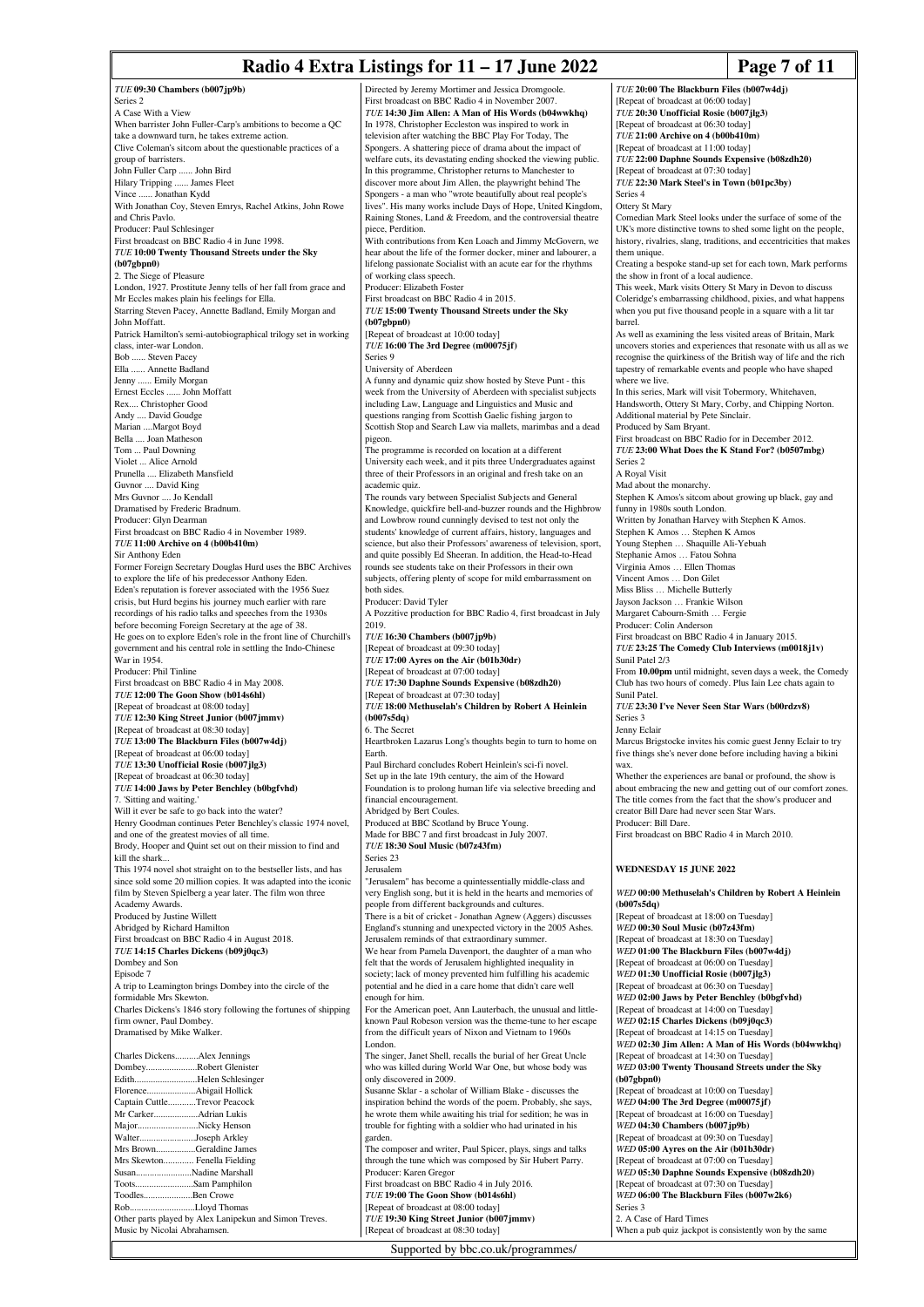*TUE* **09:30 Chambers (b007jp9b)**
Series 2
A Case With a View
When barrister John Fuller-Carp's ambitions to become a QC take a downward turn, he takes extreme action.
Clive Coleman's sitcom about the questionable practices of a group of barristers.
John Fuller Carp ...... John Bird
Hilary Tripping ...... James Fleet
Vince ...... Jonathan Kydd
With Jonathan Coy, Steven Emrys, Rachel Atkins, John Rowe and Chris Pavlo.
Producer: Paul Schlesinger
First broadcast on BBC Radio 4 in June 1998.

*TUE* **10:00 Twenty Thousand Streets under the Sky (b07gbpn0)**
2. The Siege of Pleasure
London, 1927. Prostitute Jenny tells of her fall from grace and Mr Eccles makes plain his feelings for Ella.
Starring Steven Pacey, Annette Badland, Emily Morgan and John Moffatt.
Patrick Hamilton's semi-autobiographical trilogy set in working class, inter-war London.
Bob ...... Steven Pacey
Ella ...... Annette Badland
Jenny ...... Emily Morgan
Ernest Eccles ...... John Moffatt
Rex.... Christopher Good
Andy .... David Goudge
Marian ....Margot Boyd
Bella .... Joan Matheson
Tom ... Paul Downing
Violet ... Alice Arnold
Prunella .... Elizabeth Mansfield
Guvnor .... David King
Mrs Guvnor .... Jo Kendall
Dramatised by Frederic Bradnum.
Producer: Glyn Dearman
First broadcast on BBC Radio 4 in November 1989.

*TUE* **11:00 Archive on 4 (b00b410m)**
Sir Anthony Eden
Former Foreign Secretary Douglas Hurd uses the BBC Archives to explore the life of his predecessor Anthony Eden.
Eden's reputation is forever associated with the 1956 Suez crisis, but Hurd begins his journey much earlier with rare recordings of his radio talks and speeches from the 1930s before becoming Foreign Secretary at the age of 38.
He goes on to explore Eden's role in the front line of Churchill's government and his central role in settling the Indo-Chinese War in 1954.
Producer: Phil Tinline
First broadcast on BBC Radio 4 in May 2008.

*TUE* **12:00 The Goon Show (b014s6hl)**
[Repeat of broadcast at 08:00 today]

*TUE* **12:30 King Street Junior (b007jmmv)**
[Repeat of broadcast at 08:30 today]

*TUE* **13:00 The Blackburn Files (b007w4dj)**
[Repeat of broadcast at 06:00 today]

*TUE* **13:30 Unofficial Rosie (b007jlg3)**
[Repeat of broadcast at 06:30 today]

*TUE* **14:00 Jaws by Peter Benchley (b0bgfvhd)**
7. 'Sitting and waiting.'
Will it ever be safe to go back into the water?
Henry Goodman continues Peter Benchley's classic 1974 novel, and one of the greatest movies of all time.
Brody, Hooper and Quint set out on their mission to find and kill the shark...
This 1974 novel shot straight on to the bestseller lists, and has since sold some 20 million copies. It was adapted into the iconic film by Steven Spielberg a year later. The film won three Academy Awards.
Produced by Justine Willett
Abridged by Richard Hamilton
First broadcast on BBC Radio 4 in August 2018.

*TUE* **14:15 Charles Dickens (b09j0qc3)**
Dombey and Son
Episode 7
A trip to Leamington brings Dombey into the circle of the formidable Mrs Skewton.
Charles Dickens's 1846 story following the fortunes of shipping firm owner, Paul Dombey.
Dramatised by Mike Walker.

Charles Dickens..........Alex Jennings
Dombey......................Robert Glenister
Edith...........................Helen Schlesinger
Florence.....................Abigail Hollick
Captain Cuttle............Trevor Peacock
Mr Carker...................Adrian Lukis
Major..........................Nicky Henson
Walter.........................Joseph Arkley
Mrs Brown.................Geraldine James
Mrs Skewton............. Fenella Fielding
Susan.........................Nadine Marshall
Toots..........................Sam Pamphilon
Toodles.....................Ben Crowe
Rob............................Lloyd Thomas
Other parts played by Alex Lanipekun and Simon Treves.
Music by Nicolai Abrahamsen.
Directed by Jeremy Mortimer and Jessica Dromgoole.
First broadcast on BBC Radio 4 in November 2007.

*TUE* **14:30 Jim Allen: A Man of His Words (b04wwkhq)**
In 1978, Christopher Eccleston was inspired to work in television after watching the BBC Play For Today, The Spongers. A shattering piece of drama about the impact of welfare cuts, its devastating ending shocked the viewing public.
In this programme, Christopher returns to Manchester to discover more about Jim Allen, the playwright behind The Spongers - a man who "wrote beautifully about real people's lives". His many works include Days of Hope, United Kingdom, Raining Stones, Land & Freedom, and the controversial theatre piece, Perdition.
With contributions from Ken Loach and Jimmy McGovern, we hear about the life of the former docker, miner and labourer, a lifelong passionate Socialist with an acute ear for the rhythms of working class speech.
Producer: Elizabeth Foster
First broadcast on BBC Radio 4 in 2015.

*TUE* **15:00 Twenty Thousand Streets under the Sky (b07gbpn0)**
[Repeat of broadcast at 10:00 today]

*TUE* **16:00 The 3rd Degree (m00075jf)**
Series 9
University of Aberdeen
A funny and dynamic quiz show hosted by Steve Punt - this week from the University of Aberdeen with specialist subjects including Law, Language and Linguistics and Music and questions ranging from Scottish Gaelic fishing jargon to Scottish Stop and Search Law via mallets, marimbas and a dead pigeon.
The programme is recorded on location at a different University each week, and it pits three Undergraduates against three of their Professors in an original and fresh take on an academic quiz.
The rounds vary between Specialist Subjects and General Knowledge, quickfire bell-and-buzzer rounds and the Highbrow and Lowbrow round cunningly devised to test not only the students' knowledge of current affairs, history, languages and science, but also their Professors' awareness of television, sport, and quite possibly Ed Sheeran. In addition, the Head-to-Head rounds see students take on their Professors in their own subjects, offering plenty of scope for mild embarrassment on both sides.
Producer: David Tyler
A Pozzitive production for BBC Radio 4, first broadcast in July 2019.

*TUE* **16:30 Chambers (b007jp9b)**
[Repeat of broadcast at 09:30 today]

*TUE* **17:00 Ayres on the Air (b01b30dr)**
[Repeat of broadcast at 07:00 today]

*TUE* **17:30 Daphne Sounds Expensive (b08zdh20)**
[Repeat of broadcast at 07:30 today]

*TUE* **18:00 Methuselah's Children by Robert A Heinlein (b007s5dq)**
6. The Secret
Heartbroken Lazarus Long's thoughts begin to turn to home on Earth.
Paul Birchard concludes Robert Heinlein's sci-fi novel.
Set up in the late 19th century, the aim of the Howard Foundation is to prolong human life via selective breeding and financial encouragement.
Abridged by Bert Coules.
Produced at BBC Scotland by Bruce Young.
Made for BBC 7 and first broadcast in July 2007.

*TUE* **18:30 Soul Music (b07z43fm)**
Series 23
Jerusalem
"Jerusalem" has become a quintessentially middle-class and very English song, but it is held in the hearts and memories of people from different backgrounds and cultures.
There is a bit of cricket - Jonathan Agnew (Aggers) discusses England's stunning and unexpected victory in the 2005 Ashes. Jerusalem reminds of that extraordinary summer.
We hear from Pamela Davenport, the daughter of a man who felt that the words of Jerusalem highlighted inequality in society; lack of money prevented him fulfilling his academic potential and he died in a care home that didn't care well enough for him.
For the American poet, Ann Lauterbach, the unusual and little-known Paul Robeson version was the theme-tune to her escape from the difficult years of Nixon and Vietnam to 1960s London.
The singer, Janet Shell, recalls the burial of her Great Uncle who was killed during World War One, but whose body was only discovered in 2009.
Susanne Sklar - a scholar of William Blake - discusses the inspiration behind the words of the poem. Probably, she says, he wrote them while awaiting his trial for sedition; he was in trouble for fighting with a soldier who had urinated in his garden.
The composer and writer, Paul Spicer, plays, sings and talks through the tune which was composed by Sir Hubert Parry.
Producer: Karen Gregor
First broadcast on BBC Radio 4 in July 2016.

*TUE* **19:00 The Goon Show (b014s6hl)**
[Repeat of broadcast at 08:00 today]

*TUE* **19:30 King Street Junior (b007jmmv)**
[Repeat of broadcast at 08:30 today]

*TUE* **20:00 The Blackburn Files (b007w4dj)**
[Repeat of broadcast at 06:00 today]

*TUE* **20:30 Unofficial Rosie (b007jlg3)**
[Repeat of broadcast at 06:30 today]

*TUE* **21:00 Archive on 4 (b00b410m)**
[Repeat of broadcast at 11:00 today]

*TUE* **22:00 Daphne Sounds Expensive (b08zdh20)**
[Repeat of broadcast at 07:30 today]

*TUE* **22:30 Mark Steel's in Town (b01pc3by)**
Series 4
Ottery St Mary
Comedian Mark Steel looks under the surface of some of the UK's more distinctive towns to shed some light on the people, history, rivalries, slang, traditions, and eccentricities that makes them unique.
Creating a bespoke stand-up set for each town, Mark performs the show in front of a local audience.
This week, Mark visits Ottery St Mary in Devon to discuss Coleridge's embarrassing childhood, pixies, and what happens when you put five thousand people in a square with a lit tar barrel.
As well as examining the less visited areas of Britain, Mark uncovers stories and experiences that resonate with us all as we recognise the quirkiness of the British way of life and the rich tapestry of remarkable events and people who have shaped where we live.
In this series, Mark will visit Tobermory, Whitehaven, Handsworth, Ottery St Mary, Corby, and Chipping Norton.
Additional material by Pete Sinclair.
Produced by Sam Bryant.
First broadcast on BBC Radio for in December 2012.

*TUE* **23:00 What Does the K Stand For? (b0507mbg)**
Series 2
A Royal Visit
Mad about the monarchy.
Stephen K Amos's sitcom about growing up black, gay and funny in 1980s south London.
Written by Jonathan Harvey with Stephen K Amos.
Stephen K Amos … Stephen K Amos
Young Stephen … Shaquille Ali-Yebuah
Stephanie Amos … Fatou Sohna
Virginia Amos … Ellen Thomas
Vincent Amos … Don Gilet
Miss Bliss … Michelle Butterly
Jayson Jackson … Frankie Wilson
Margaret Cabourn-Smith … Fergie
Producer: Colin Anderson
First broadcast on BBC Radio 4 in January 2015.

*TUE* **23:25 The Comedy Club Interviews (m0018j1v)**
Sunil Patel 2/3
From **10.00pm** until midnight, seven days a week, the Comedy Club has two hours of comedy. Plus Iain Lee chats again to Sunil Patel.

*TUE* **23:30 I've Never Seen Star Wars (b00rdzv8)**
Series 3
Jenny Eclair
Marcus Brigstocke invites his comic guest Jenny Eclair to try five things she's never done before including having a bikini wax.
Whether the experiences are banal or profound, the show is about embracing the new and getting out of our comfort zones.
The title comes from the fact that the show's producer and creator Bill Dare had never seen Star Wars.
Producer: Bill Dare.
First broadcast on BBC Radio 4 in March 2010.

## WEDNESDAY 15 JUNE 2022

*WED* **00:00 Methuselah's Children by Robert A Heinlein (b007s5dq)**
[Repeat of broadcast at 18:00 on Tuesday]

*WED* **00:30 Soul Music (b07z43fm)**
[Repeat of broadcast at 18:30 on Tuesday]

*WED* **01:00 The Blackburn Files (b007w4dj)**
[Repeat of broadcast at 06:00 on Tuesday]

*WED* **01:30 Unofficial Rosie (b007jlg3)**
[Repeat of broadcast at 06:30 on Tuesday]

*WED* **02:00 Jaws by Peter Benchley (b0bgfvhd)**
[Repeat of broadcast at 14:00 on Tuesday]

*WED* **02:15 Charles Dickens (b09j0qc3)**
[Repeat of broadcast at 14:15 on Tuesday]

*WED* **02:30 Jim Allen: A Man of His Words (b04wwkhq)**
[Repeat of broadcast at 14:30 on Tuesday]

*WED* **03:00 Twenty Thousand Streets under the Sky (b07gbpn0)**
[Repeat of broadcast at 10:00 on Tuesday]

*WED* **04:00 The 3rd Degree (m00075jf)**
[Repeat of broadcast at 16:00 on Tuesday]

*WED* **04:30 Chambers (b007jp9b)**
[Repeat of broadcast at 09:30 on Tuesday]

*WED* **05:00 Ayres on the Air (b01b30dr)**
[Repeat of broadcast at 07:00 on Tuesday]

*WED* **05:30 Daphne Sounds Expensive (b08zdh20)**
[Repeat of broadcast at 07:30 on Tuesday]

*WED* **06:00 The Blackburn Files (b007w2k6)**
Series 3
2. A Case of Hard Times
When a pub quiz jackpot is consistently won by the same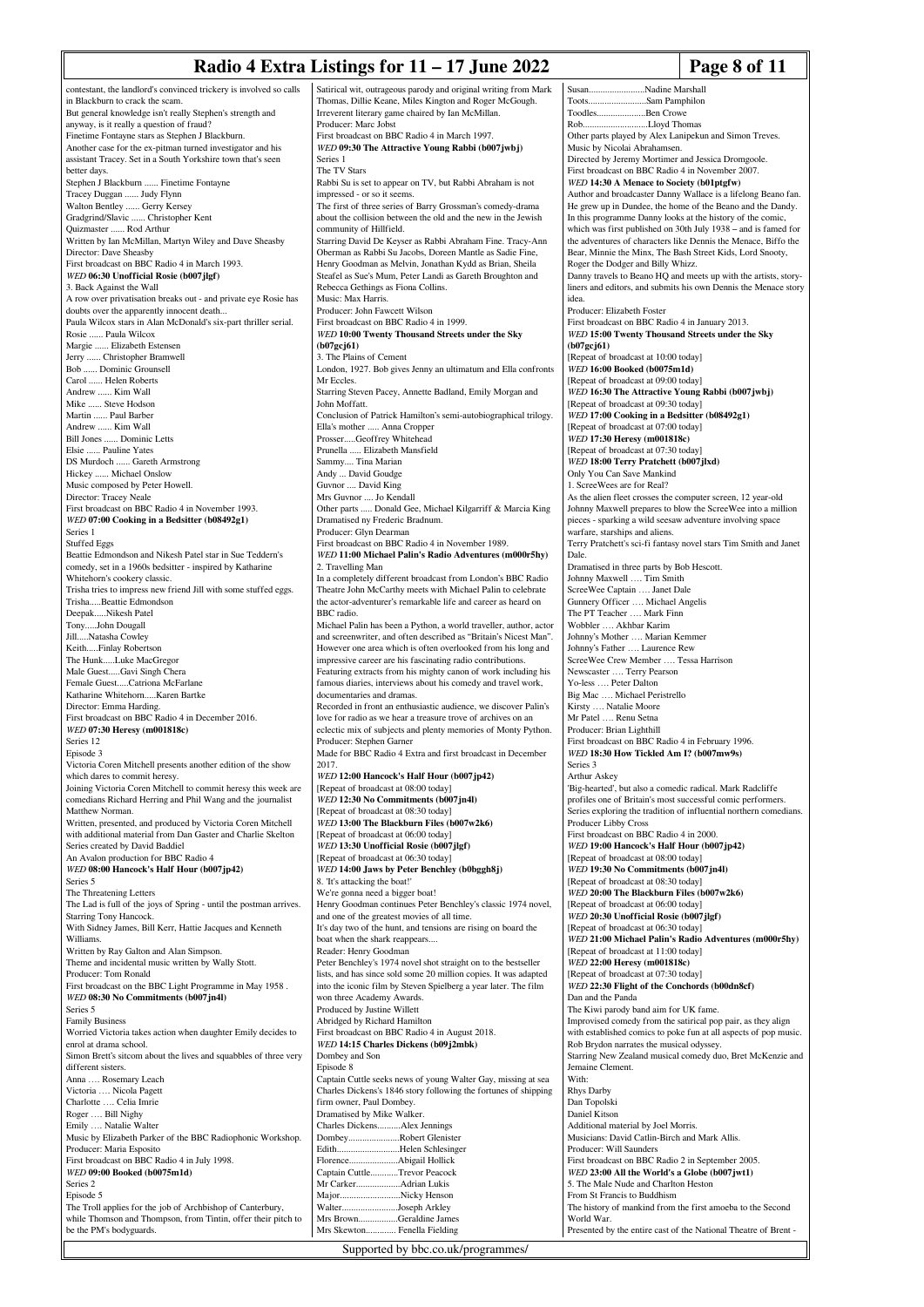contestant, the landlord's convinced trickery is involved so calls in Blackburn to crack the scam.
But general knowledge isn't really Stephen's strength and anyway, is it really a question of fraud?
Finetime Fontayne stars as Stephen J Blackburn.
Another case for the ex-pitman turned investigator and his assistant Tracey. Set in a South Yorkshire town that's seen better days.
Stephen J Blackburn ...... Finetime Fontayne
Tracey Duggan ...... Judy Flynn
Walton Bentley ...... Gerry Kersey
Gradgrind/Slavic ...... Christopher Kent
Quizmaster ...... Rod Arthur
Written by Ian McMillan, Martyn Wiley and Dave Sheasby
Director: Dave Sheasby
First broadcast on BBC Radio 4 in March 1993.

**WED 06:30 Unofficial Rosie (b007jlgf)**
3. Back Against the Wall
A row over privatisation breaks out - and private eye Rosie has doubts over the apparently innocent death...
Paula Wilcox stars in Alan McDonald's six-part thriller serial.
Rosie ...... Paula Wilcox
Margie ...... Elizabeth Estensen
Jerry ...... Christopher Bramwell
Bob ...... Dominic Grounsell
Carol ...... Helen Roberts
Andrew ...... Kim Wall
Mike ...... Steve Hodson
Martin ...... Paul Barber
Andrew ...... Kim Wall
Bill Jones ...... Dominic Letts
Elsie ...... Pauline Yates
DS Murdoch ...... Gareth Armstrong
Hickey ...... Michael Onslow
Music composed by Peter Howell.
Director: Tracey Neale
First broadcast on BBC Radio 4 in November 1993.

**WED 07:00 Cooking in a Bedsitter (b08492g1)**
Series 1
Stuffed Eggs
Beattie Edmondson and Nikesh Patel star in Sue Teddern's comedy, set in a 1960s bedsitter - inspired by Katharine Whitehorn's cookery classic.
Trisha tries to impress new friend Jill with some stuffed eggs.
Trisha.....Beattie Edmondson
Deepak.....Nikesh Patel
Tony.....John Dougall
Jill.....Natasha Cowley
Keith.....Finlay Robertson
The Hunk.....Luke MacGregor
Male Guest.....Gavi Singh Chera
Female Guest.....Catriona McFarlane
Katharine Whitehorn.....Karen Bartke
Director: Emma Harding.
First broadcast on BBC Radio 4 in December 2016.

**WED 07:30 Heresy (m001818c)**
Series 12
Episode 3
Victoria Coren Mitchell presents another edition of the show which dares to commit heresy.
Joining Victoria Coren Mitchell to commit heresy this week are comedians Richard Herring and Phil Wang and the journalist Matthew Norman.
Written, presented, and produced by Victoria Coren Mitchell with additional material from Dan Gaster and Charlie Skelton
Series created by David Baddiel
An Avalon production for BBC Radio 4

**WED 08:00 Hancock's Half Hour (b007jp42)**
Series 5
The Threatening Letters
The Lad is full of the joys of Spring - until the postman arrives.
Starring Tony Hancock.
With Sidney James, Bill Kerr, Hattie Jacques and Kenneth Williams.
Written by Ray Galton and Alan Simpson.
Theme and incidental music written by Wally Stott.
Producer: Tom Ronald
First broadcast on the BBC Light Programme in May 1958 .

**WED 08:30 No Commitments (b007jn4l)**
Series 5
Family Business
Worried Victoria takes action when daughter Emily decides to enrol at drama school.
Simon Brett's sitcom about the lives and squabbles of three very different sisters.
Anna …. Rosemary Leach
Victoria …. Nicola Pagett
Charlotte …. Celia Imrie
Roger …. Bill Nighy
Emily …. Natalie Walter
Music by Elizabeth Parker of the BBC Radiophonic Workshop.
Producer: Maria Esposito
First broadcast on BBC Radio 4 in July 1998.

**WED 09:00 Booked (b0075m1d)**
Series 2
Episode 5
The Troll applies for the job of Archbishop of Canterbury, while Thomson and Thompson, from Tintin, offer their pitch to be the PM's bodyguards.
Satirical wit, outrageous parody and original writing from Mark Thomas, Dillie Keane, Miles Kington and Roger McGough.
Irreverent literary game chaired by Ian McMillan.
Producer: Marc Jobst
First broadcast on BBC Radio 4 in March 1997.

**WED 09:30 The Attractive Young Rabbi (b007jwbj)**
Series 1
The TV Stars
Rabbi Su is set to appear on TV, but Rabbi Abraham is not impressed - or so it seems.
The first of three series of Barry Grossman's comedy-drama about the collision between the old and the new in the Jewish community of Hillfield.
Starring David De Keyser as Rabbi Abraham Fine. Tracy-Ann Oberman as Rabbi Su Jacobs, Doreen Mantle as Sadie Fine, Henry Goodman as Melvin, Jonathan Kydd as Brian, Sheila Steafel as Sue's Mum, Peter Landi as Gareth Broughton and Rebecca Gethings as Fiona Collins.
Music: Max Harris.
Producer: John Fawcett Wilson
First broadcast on BBC Radio 4 in 1999.

**WED 10:00 Twenty Thousand Streets under the Sky (b07gcj61)**
3. The Plains of Cement
London, 1927. Bob gives Jenny an ultimatum and Ella confronts Mr Eccles.
Starring Steven Pacey, Annette Badland, Emily Morgan and John Moffatt.
Conclusion of Patrick Hamilton's semi-autobiographical trilogy.
Ella's mother ..... Anna Cropper
Prosser.....Geoffrey Whitehead
Prunella ..... Elizabeth Mansfield
Sammy.... Tina Marian
Andy ... David Goudge
Guvnor .... David King
Mrs Guvnor .... Jo Kendall
Other parts ..... Donald Gee, Michael Kilgarriff & Marcia King
Dramatised by Frederic Bradnum.
Producer: Glyn Dearman
First broadcast on BBC Radio 4 in November 1989.

**WED 11:00 Michael Palin's Radio Adventures (m000r5hy)**
2. Travelling Man
In a completely different broadcast from London's BBC Radio Theatre John McCarthy meets with Michael Palin to celebrate the actor-adventurer's remarkable life and career as heard on BBC radio.
Michael Palin has been a Python, a world traveller, author, actor and screenwriter, and often described as "Britain's Nicest Man". However one area which is often overlooked from his long and impressive career are his fascinating radio contributions.
Featuring extracts from his mighty canon of work including his famous diaries, interviews about his comedy and travel work, documentaries and dramas.
Recorded in front an enthusiastic audience, we discover Palin's love for radio as we hear a treasure trove of archives on an eclectic mix of subjects and plenty memories of Monty Python.
Producer: Stephen Garner
Made for BBC Radio 4 Extra and first broadcast in December 2017.

**WED 12:00 Hancock's Half Hour (b007jp42)**
[Repeat of broadcast at 08:00 today]

**WED 12:30 No Commitments (b007jn4l)**
[Repeat of broadcast at 08:30 today]

**WED 13:00 The Blackburn Files (b007w2k6)**
[Repeat of broadcast at 06:00 today]

**WED 13:30 Unofficial Rosie (b007jlgf)**
[Repeat of broadcast at 06:30 today]

**WED 14:00 Jaws by Peter Benchley (b0bggh8j)**
8. 'It's attacking the boat!'
We're gonna need a bigger boat!
Henry Goodman continues Peter Benchley's classic 1974 novel, and one of the greatest movies of all time.
It's day two of the hunt, and tensions are rising on board the boat when the shark reappears....
Reader: Henry Goodman
Peter Benchley's 1974 novel shot straight on to the bestseller lists, and has since sold some 20 million copies. It was adapted into the iconic film by Steven Spielberg a year later. The film won three Academy Awards.
Produced by Justine Willett
Abridged by Richard Hamilton
First broadcast on BBC Radio 4 in August 2018.

**WED 14:15 Charles Dickens (b09j2mbk)**
Dombey and Son
Episode 8
Captain Cuttle seeks news of young Walter Gay, missing at sea
Charles Dickens's 1846 story following the fortunes of shipping firm owner, Paul Dombey.
Dramatised by Mike Walker.
Charles Dickens..........Alex Jennings
Dombey......................Robert Glenister
Edith...........................Helen Schlesinger
Florence......................Abigail Hollick
Captain Cuttle............Trevor Peacock
Mr Carker...................Adrian Lukis
Major..........................Nicky Henson
Walter.........................Joseph Arkley
Mrs Brown.................Geraldine James
Mrs Skewton............. Fenella Fielding
Susan........................Nadine Marshall
Toots.........................Sam Pamphilon
Toodles.....................Ben Crowe
Rob...........................Lloyd Thomas
Other parts played by Alex Lanipekun and Simon Treves.
Music by Nicolai Abrahamsen.
Directed by Jeremy Mortimer and Jessica Dromgoole.
First broadcast on BBC Radio 4 in November 2007.

**WED 14:30 A Menace to Society (b01ptgfw)**
Author and broadcaster Danny Wallace is a lifelong Beano fan. He grew up in Dundee, the home of the Beano and the Dandy. In this programme Danny looks at the history of the comic, which was first published on 30th July 1938 – and is famed for the adventures of characters like Dennis the Menace, Biffo the Bear, Minnie the Minx, The Bash Street Kids, Lord Snooty, Roger the Dodger and Billy Whizz.
Danny travels to Beano HQ and meets up with the artists, story-liners and editors, and submits his own Dennis the Menace story idea.
Producer: Elizabeth Foster
First broadcast on BBC Radio 4 in January 2013.

**WED 15:00 Twenty Thousand Streets under the Sky (b07gcj61)**
[Repeat of broadcast at 10:00 today]

**WED 16:00 Booked (b0075m1d)**
[Repeat of broadcast at 09:00 today]

**WED 16:30 The Attractive Young Rabbi (b007jwbj)**
[Repeat of broadcast at 09:30 today]

**WED 17:00 Cooking in a Bedsitter (b08492g1)**
[Repeat of broadcast at 07:00 today]

**WED 17:30 Heresy (m001818c)**
[Repeat of broadcast at 07:30 today]

**WED 18:00 Terry Pratchett (b007jlxd)**
Only You Can Save Mankind
1. ScreeWees are for Real?
As the alien fleet crosses the computer screen, 12 year-old Johnny Maxwell prepares to blow the ScreeWee into a million pieces - sparking a wild seesaw adventure involving space warfare, starships and aliens.
Terry Pratchett's sci-fi fantasy novel stars Tim Smith and Janet Dale.
Dramatised in three parts by Bob Hescott.
Johnny Maxwell …. Tim Smith
ScreeWee Captain …. Janet Dale
Gunnery Officer …. Michael Angelis
The PT Teacher …. Mark Finn
Wobbler …. Akhbar Karim
Johnny's Mother …. Marian Kemmer
Johnny's Father …. Laurence Rew
ScreeWee Crew Member …. Tessa Harrison
Newscaster …. Terry Pearson
Yo-less …. Peter Dalton
Big Mac …. Michael Peristrello
Kirsty …. Natalie Moore
Mr Patel …. Renu Setna
Producer: Brian Lighthill
First broadcast on BBC Radio 4 in February 1996.

**WED 18:30 How Tickled Am I? (b007mw9s)**
Series 3
Arthur Askey
'Big-hearted', but also a comedic radical. Mark Radcliffe profiles one of Britain's most successful comic performers.
Series exploring the tradition of influential northern comedians.
Producer Libby Cross
First broadcast on BBC Radio 4 in 2000.

**WED 19:00 Hancock's Half Hour (b007jp42)**
[Repeat of broadcast at 08:00 today]

**WED 19:30 No Commitments (b007jn4l)**
[Repeat of broadcast at 08:30 today]

**WED 20:00 The Blackburn Files (b007w2k6)**
[Repeat of broadcast at 06:00 today]

**WED 20:30 Unofficial Rosie (b007jlgf)**
[Repeat of broadcast at 06:30 today]

**WED 21:00 Michael Palin's Radio Adventures (m000r5hy)**
[Repeat of broadcast at 11:00 today]

**WED 22:00 Heresy (m001818c)**
[Repeat of broadcast at 07:30 today]

**WED 22:30 Flight of the Conchords (b00dn8cf)**
Dan and the Panda
The Kiwi parody band aim for UK fame.
Improvised comedy from the satirical pop pair, as they align with established comics to poke fun at all aspects of pop music.
Rob Brydon narrates the musical odyssey.
Starring New Zealand musical comedy duo, Bret McKenzie and Jemaine Clement.
With:
Rhys Darby
Dan Topolski
Daniel Kitson
Additional material by Joel Morris.
Musicians: David Catlin-Birch and Mark Allis.
Producer: Will Saunders
First broadcast on BBC Radio 2 in September 2005.

**WED 23:00 All the World's a Globe (b007jwt1)**
5. The Male Nude and Charlton Heston
From St Francis to Buddhism
The history of mankind from the first amoeba to the Second World War.
Presented by the entire cast of the National Theatre of Brent -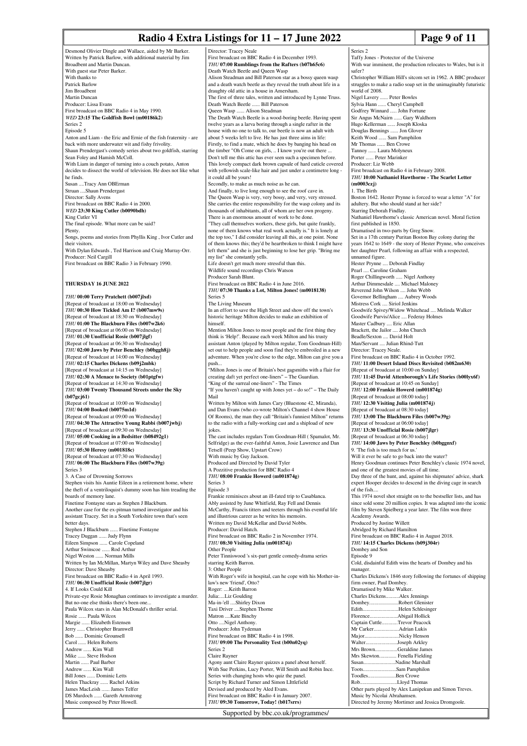Desmond Olivier Dingle and Wallace, aided by Mr Barker.
Written by Patrick Barlow, with additional material by Jim Broadbent and Martin Duncan.
With guest star Peter Barker.
With thanks to
Patrick Barlow
Jim Broadbent
Martin Duncan
Producer: Lissa Evans
First broadcast on BBC Radio 4 in May 1990.

***WED* 23:15 The Goldfish Bowl (m00186k2)**
Series 2
Episode 5
Anton and Liam - the Eric and Ernie of the fish fraternity - are back with more underwater wit and fishy frivolity.
Shaun Prendergast's comedy series about two goldfish, starring Sean Foley and Hamish McColl.
With Liam in danger of turning into a couch potato, Anton decides to dissect the world of television. He does not like what he finds.
Susan ....Tracy Ann OBErman
Struan ....Shaun Prendergast
Director: Sally Avens
First broadcast on BBC Radio 4 in 2000.

***WED* 23:30 King Cutler (b0090bdh)**
King Cutler VI
The final episode. What more can be said?
Plenty.
Songs, poems and stories from Phyllis King , Ivor Cutler and their visitors.
With Dylan Edwards , Ted Harrison and Craig Murray-Orr.
Producer: Neil Cargill
First broadcast on BBC Radio 3 in February 1990.

## THURSDAY 16 JUNE 2022

***THU* 00:00 Terry Pratchett (b007jlxd)**
[Repeat of broadcast at 18:00 on Wednesday]

***THU* 00:30 How Tickled Am I? (b007mw9s)**
[Repeat of broadcast at 18:30 on Wednesday]

***THU* 01:00 The Blackburn Files (b007w2k6)**
[Repeat of broadcast at 06:00 on Wednesday]

***THU* 01:30 Unofficial Rosie (b007jlgf)**
[Repeat of broadcast at 06:30 on Wednesday]

***THU* 02:00 Jaws by Peter Benchley (b0bggh8j)**
[Repeat of broadcast at 14:00 on Wednesday]

***THU* 02:15 Charles Dickens (b09j2mbk)**
[Repeat of broadcast at 14:15 on Wednesday]

***THU* 02:30 A Menace to Society (b01ptgfw)**
[Repeat of broadcast at 14:30 on Wednesday]

***THU* 03:00 Twenty Thousand Streets under the Sky (b07gcj61)**
[Repeat of broadcast at 10:00 on Wednesday]

***THU* 04:00 Booked (b0075m1d)**
[Repeat of broadcast at 09:00 on Wednesday]

***THU* 04:30 The Attractive Young Rabbi (b007jwbj)**
[Repeat of broadcast at 09:30 on Wednesday]

***THU* 05:00 Cooking in a Bedsitter (b08492g1)**
[Repeat of broadcast at 07:00 on Wednesday]

***THU* 05:30 Heresy (m001818c)**
[Repeat of broadcast at 07:30 on Wednesday]

***THU* 06:00 The Blackburn Files (b007w39g)**
Series 3
3. A Case of Drowning Sorrows
Stephen visits his Auntie Eileen in a retirement home, where the theft of a ventriloquist's dummy soon has him treading the boards of memory lane.
Finetime Fontayne stars as Stephen J Blackburn.
Another case for the ex-pitman turned investigator and his assistant Tracey. Set in a South Yorkshire town that's seen better days.
Stephen J Blackburn ...... Finetime Fontayne
Tracey Duggan ...... Judy Flynn
Eileen Simpson ...... Carole Copeland
Arthur Swinscoe ...... Rod Arthur
Nigel Weston ...... Norman Mills
Written by Ian McMillan, Martyn Wiley and Dave Sheasby
Director: Dave Sheasby
First broadcast on BBC Radio 4 in April 1993.

***THU* 06:30 Unofficial Rosie (b007jlgr)**
4. If Looks Could Kill
Private-eye Rosie Monaghan continues to investigate a murder. But no-one else thinks there's been one...
Paula Wilcox stars in Alan McDonald's thriller serial.
Rosie ...... Paula Wilcox
Margie ...... Elizabeth Estensen
Jerry ...... Christopher Bramwell
Bob ...... Dominic Grounsell
Carol ...... Helen Roberts
Andrew ...... Kim Wall
Mike ...... Steve Hodson
Martin ...... Paul Barber
Andrew ...... Kim Wall
Bill Jones ...... Dominic Letts
Helen Thackray ...... Rachel Atkins
James MacLeish ...... James Telfer
DS Murdoch ...... Gareth Armstrong
Music composed by Peter Howell.
Director: Tracey Neale
First broadcast on BBC Radio 4 in December 1993.

***THU* 07:00 Rumblings from the Rafters (b07h65c6)**
Death Watch Beetle and Queen Wasp
Alison Steadman and Bill Paterson star as a bossy queen wasp and a death watch beetle as they reveal the truth about life in a draughty old attic in a house in Amersham.
The first of three tales, written and introduced by Lynne Truss.
Death Watch Beetle ...... Bill Paterson
Queen Wasp ...... Alison Steadman
The Death Watch Beetle is a wood-boring beetle. Having spent twelve years as a larva boring through a single rafter in the house with no one to talk to, our beetle is now an adult with about 5 weeks left to live. He has just three aims in life:
Firstly, to find a mate, which he does by banging his head on the timber "Oh Come on girls, .. I know you're out there ...
Don't tell me this attic has ever seen such a specimen before. This lovely compact dark brown capsule of hard cuticle covered with yellowish scale-like hair and just under a centimetre long - it could all be yours!
Secondly, to make as much noise as he can.
And finally, to live long enough to see the roof cave in.
The Queen Wasp is very, very bossy, and very, very stressed. She carries the entire responsibility for the wasp colony and its thousands of inhabitants, all of whom are her own progeny.
There is an enormous amount of work to be done.
"They call themselves workers, these girls, but quite frankly, none of them knows what real work actually is." It is lonely at the top too," I did consider leaving all this, at one point. None of them knows this; they'd be heartbroken to think I might have left them" and she is just beginning to lose her grip. "Bring me my list" she constantly yells.
Life doesn't get much more stressful than this.
Wildlife sound recordings Chris Watson
Producer Sarah Blunt.
First broadcast on BBC Radio 4 in June 2016.

***THU* 07:30 Thanks a Lot, Milton Jones! (m0018138)**
Series 5
The Living Museum
In an effort to save the High Street and show off the town's historic heritage Milton decides to make an exhibition of himself.
Mention Milton Jones to most people and the first thing they think is 'Help!'. Because each week Milton and his trusty assistant Anton (played by Milton regular, Tom Goodman-Hill) set out to help people and soon find they're embroiled in a new adventure. When you're close to the edge, Milton can give you a push...
"Milton Jones is one of Britain's best gagsmiths with a flair for creating daft yet perfect one-liners" – The Guardian.
"King of the surreal one-liners" - The Times
"If you haven't caught up with Jones yet – do so!" – The Daily Mail
Written by Milton with James Cary (Bluestone 42, Miranda), and Dan Evans (who co-wrote Milton's Channel 4 show House Of Rooms), the man they call "Britain's funniest Milton" returns to the radio with a fully-working cast and a shipload of new jokes.
The cast includes regulars Tom Goodman-Hill ( Spamalot, Mr. Selfridge) as the ever-faithful Anton, Josie Lawrence and Dan Tetsell (Peep Show, Upstart Crow)
With music by Guy Jackson.
Produced and Directed by David Tyler
A Pozzitive production for BBC Radio 4

***THU* 08:00 Frankie Howerd (m001874g)**
Series 3
Episode 3
Frankie reminisces about an ill-fated trip to Casablanca.
Ably assisted by June Whitfield, Ray Fell and Dennis McCarthy, Francis titters and teeters through his eventful life and illustrious career as he writes his memoirs.
Written my David McKellar and David Nobbs.
Producer: David Hatch.
First broadcast on BBC Radio 2 in November 1974.

***THU* 08:30 Visiting Julia (m001874j)**
Other People
Peter Tinniswood 's six-part gentle comedy-drama series starring Keith Barron.
3: Other People
With Roger's wife in hospital, can he cope with his Mother-in-law's new 'friend', Otto?
Roger: ....Keith Barron
Julia:....Liz Goulding
Ma-in-'ell ....Shirley Dixon
Taxi Driver ....Stephen Thorne
Matron ....Kate Binchy
Otto ....Nigel Anthony.
Producer: John Tydeman
First broadcast on BBC Radio 4 in 1998.

***THU* 09:00 The Personality Test (b00n02yq)**
Series 2
Claire Rayner
Agony aunt Claire Rayner quizzes a panel about herself.
With Sue Perkins, Lucy Porter, Will Smith and Robin Ince.
Series with changing hosts who quiz the panel.
Script by Richard Turner and Simon LIttlefield
Devised and produced by Aled Evans.
First broadcast on BBC Radio 4 in January 2007.

***THU* 09:30 Tomorrow, Today! (b017srrs)**
Series 2
Taffy Jones - Protector of the Universe
With war imminent, the production relocates to Wales, but is it safer?
Christopher William Hill's sitcom set in 1962. A BBC producer struggles to make a radio soap set in the unimaginably futuristic world of 2008.
Nigel Lavery ...... Peter Bowles
Sylvia Hann ...... Cheryl Campbell
Godfrey Winnard ...... John Fortune
Sir Angus McNairn ...... Gary Waldhorn
Hugo Kellerman ...... Joseph Kloska
Douglas Bennings ...... Jon Glover
Keith Wood ...... Sam Pamphilon
Mr Thomas ...... Ben Crowe
Tannoy ...... Laura Molyneux
Porter ...... Peter Marinker
Producer: Liz Webb
First broadcast on Radio 4 in February 2008.

***THU* 10:00 Nathaniel Hawthorne - The Scarlet Letter (m0003czj)**
1. The Birth
Boston 1642. Hester Prynne is forced to wear a letter "A" for adultery. But who should stand at her side?
Starring Deborah Findlay.
Nathaniel Hawthorne's classic American novel. Moral fiction first published in 1850.
Dramatised in two-parts by Greg Snow.
Set in a 17th century Puritan Boston Bay colony during the years 1642 to 1649 - the story of Hester Prynne, who conceives her daughter Pearl, following an affair with a respected, unnamed figure.
Hester Prynne .... Deborah Findlay
Pearl .... Caroline Graham
Roger Chillingworth ..... Nigel Anthony
Arthur Dimmesdale .... Michael Maloney
Reverend John Wilson .... John Webb
Governor Bellingham .... Aubrey Woods
Mistress Cork .... Siriol Jenkins
Goodwife Spivey/Widow Whitehead .... Melinda Walker
Goodwife Purvis/Alice .... Federay Holmes
Master Cadbury .... Eric Allan
Brackett, the Jailor .... John Church
Beadle/Sexton .... David Holt
Man/Servant .... Julian Rhind-Tutt
Director: Tracey Neale.
First broadcast on BBC Radio 4 in October 1992.

***THU* 11:00 Desert Island Discs Revisited (b082m630)**
[Repeat of broadcast at 10:00 on Sunday]

***THU* 11:45 David Attenborough's Life Stories (b00lyx6f)**
[Repeat of broadcast at 10:45 on Sunday]

***THU* 12:00 Frankie Howerd (m001874g)**
[Repeat of broadcast at 08:00 today]

***THU* 12:30 Visiting Julia (m001874j)**
[Repeat of broadcast at 08:30 today]

***THU* 13:00 The Blackburn Files (b007w39g)**
[Repeat of broadcast at 06:00 today]

***THU* 13:30 Unofficial Rosie (b007jlgr)**
[Repeat of broadcast at 06:30 today]

***THU* 14:00 Jaws by Peter Benchley (b0bggnxf)**
9. 'The fish is too much for us.'
Will it ever be safe to go back into the water?
Henry Goodman continues Peter Benchley's classic 1974 novel, and one of the greatest movies of all time.
Day three of the hunt, and, against his shipmates' advice, shark expert Hooper decides to descend in the diving cage in search of the fish....
This 1974 novel shot straight on to the bestseller lists, and has since sold some 20 million copies. It was adapted into the iconic film by Steven Spielberg a year later. The film won three Academy Awards.
Produced by Justine Willett
Abridged by Richard Hamilton
First broadcast on BBC Radio 4 in August 2018.

***THU* 14:15 Charles Dickens (b09j304r)**
Dombey and Son
Episode 9
Cold, disdainful Edith wins the hearts of Dombey and his manager.
Charles Dickens's 1846 story following the fortunes of shipping firm owner, Paul Dombey.
Dramatised by Mike Walker.
Charles Dickens..........Alex Jennings
Dombey......................Robert Glenister
Edith...........................Helen Schlesinger
Florence.....................Abigail Hollick
Captain Cuttle............Trevor Peacock
Mr Carker...................Adrian Lukis
Major..........................Nicky Henson
Walter........................Joseph Arkley
Mrs Brown.................Geraldine James
Mrs Skewton............. Fenella Fielding
Susan........................Nadine Marshall
Toots.........................Sam Pamphilon
Toodles.....................Ben Crowe
Rob............................Lloyd Thomas
Other parts played by Alex Lanipekun and Simon Treves.
Music by Nicolai Abrahamsen.
Directed by Jeremy Mortimer and Jessica Dromgoole.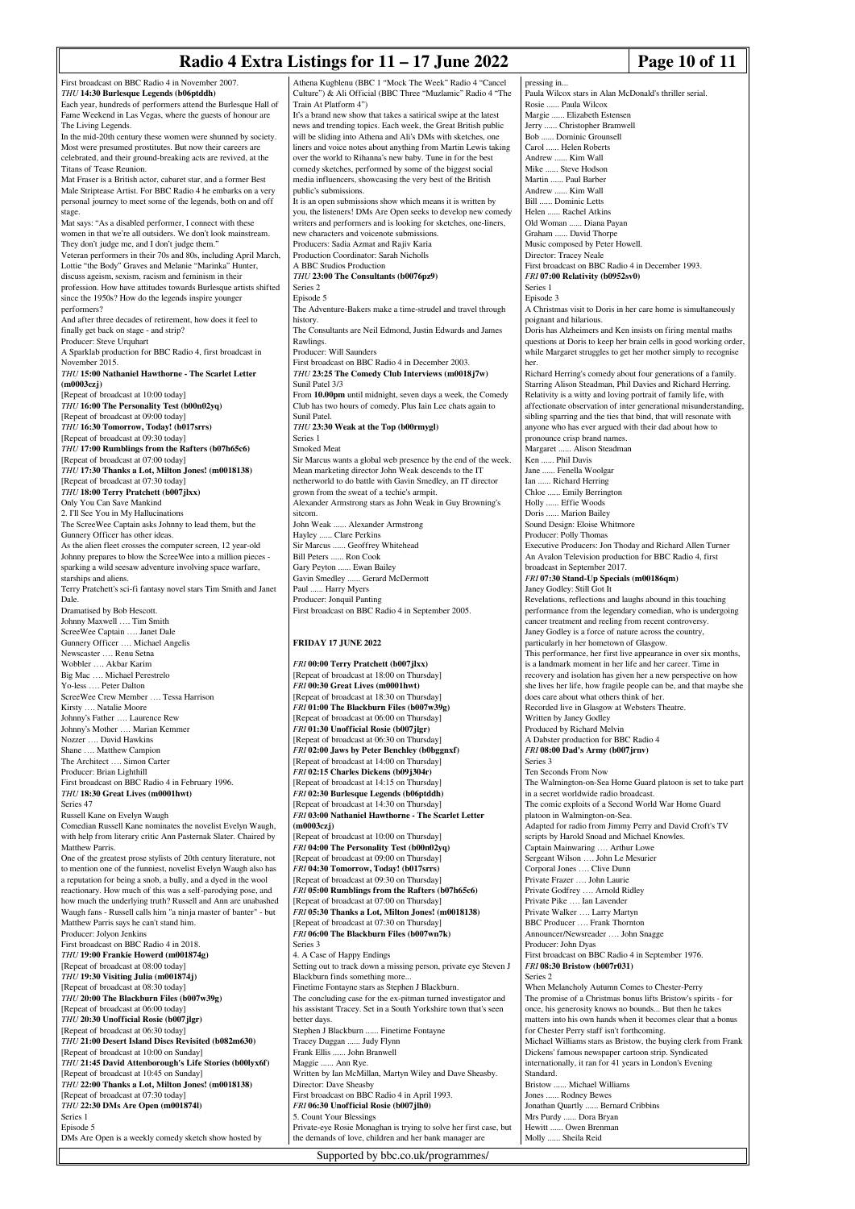First broadcast on BBC Radio 4 in November 2007.

*THU* **14:30 Burlesque Legends (b06ptddh)**

Each year, hundreds of performers attend the Burlesque Hall of Fame Weekend in Las Vegas, where the guests of honour are The Living Legends.

In the mid-20th century these women were shunned by society. Most were presumed prostitutes. But now their careers are celebrated, and their ground-breaking acts are revived, at the Titans of Tease Reunion.

Mat Fraser is a British actor, cabaret star, and a former Best Male Striptease Artist. For BBC Radio 4 he embarks on a very personal journey to meet some of the legends, both on and off stage.

Mat says: "As a disabled performer, I connect with these women in that we're all outsiders. We don't look mainstream. They don't judge me, and I don't judge them."

Veteran performers in their 70s and 80s, including April March, Lottie "the Body" Graves and Melanie "Marinka" Hunter, discuss ageism, sexism, racism and feminism in their profession. How have attitudes towards Burlesque artists shifted since the 1950s? How do the legends inspire younger performers?

And after three decades of retirement, how does it feel to finally get back on stage - and strip?

Producer: Steve Urquhart

A Sparklab production for BBC Radio 4, first broadcast in November 2015.

*THU* **15:00 Nathaniel Hawthorne - The Scarlet Letter (m0003czj)**

[Repeat of broadcast at 10:00 today]

*THU* **16:00 The Personality Test (b00n02yq)**

[Repeat of broadcast at 09:00 today]

*THU* **16:30 Tomorrow, Today! (b017srrs)**

[Repeat of broadcast at 09:30 today]

*THU* **17:00 Rumblings from the Rafters (b07h65c6)**

[Repeat of broadcast at 07:00 today]

*THU* **17:30 Thanks a Lot, Milton Jones! (m0018138)**

[Repeat of broadcast at 07:30 today]

*THU* **18:00 Terry Pratchett (b007jlxx)**

Only You Can Save Mankind

2. I'll See You in My Hallucinations

The ScreeWee Captain asks Johnny to lead them, but the Gunnery Officer has other ideas.

As the alien fleet crosses the computer screen, 12 year-old Johnny prepares to blow the ScreeWee into a million pieces - sparking a wild seesaw adventure involving space warfare, starships and aliens.

Terry Pratchett's sci-fi fantasy novel stars Tim Smith and Janet Dale.

Dramatised by Bob Hescott.

Johnny Maxwell …. Tim Smith
ScreeWee Captain …. Janet Dale
Gunnery Officer …. Michael Angelis
Newscaster …. Renu Setna
Wobbler …. Akbar Karim
Big Mac …. Michael Perestrelo
Yo-less …. Peter Dalton
ScreeWee Crew Member …. Tessa Harrison
Kirsty …. Natalie Moore
Johnny's Father …. Laurence Rew
Johnny's Mother …. Marian Kemmer
Nozzer …. David Hawkins
Shane …. Matthew Campion
The Architect …. Simon Carter

Producer: Brian Lighthill

First broadcast on BBC Radio 4 in February 1996.

*THU* **18:30 Great Lives (m0001hwt)**

Series 47

Russell Kane on Evelyn Waugh

Comedian Russell Kane nominates the novelist Evelyn Waugh, with help from literary critic Ann Pasternak Slater. Chaired by Matthew Parris.

One of the greatest prose stylists of 20th century literature, not to mention one of the funniest, novelist Evelyn Waugh also has a reputation for being a snob, a bully, and a dyed in the wool reactionary. How much of this was a self-parodying pose, and how much the underlying truth? Russell and Ann are unabashed Waugh fans - Russell calls him "a ninja master of banter" - but Matthew Parris says he can't stand him.

Producer: Jolyon Jenkins

First broadcast on BBC Radio 4 in 2018.

*THU* **19:00 Frankie Howerd (m001874g)**

[Repeat of broadcast at 08:00 today]

*THU* **19:30 Visiting Julia (m001874j)**

[Repeat of broadcast at 08:30 today]

*THU* **20:00 The Blackburn Files (b007w39g)**

[Repeat of broadcast at 06:00 today]

*THU* **20:30 Unofficial Rosie (b007jlgr)**

[Repeat of broadcast at 06:30 today]

*THU* **21:00 Desert Island Discs Revisited (b082m630)**

[Repeat of broadcast at 10:00 on Sunday]

*THU* **21:45 David Attenborough's Life Stories (b00lyx6f)**

[Repeat of broadcast at 10:45 on Sunday]

*THU* **22:00 Thanks a Lot, Milton Jones! (m0018138)**

[Repeat of broadcast at 07:30 today]

*THU* **22:30 DMs Are Open (m001874l)**

Series 1

Episode 5

DMs Are Open is a weekly comedy sketch show hosted by Athena Kugblenu (BBC 1 "Mock The Week" Radio 4 "Cancel Culture") & Ali Official (BBC Three "Muzlamic" Radio 4 "The Train At Platform 4")

It's a brand new show that takes a satirical swipe at the latest news and trending topics. Each week, the Great British public will be sliding into Athena and Ali's DMs with sketches, one liners and voice notes about anything from Martin Lewis taking over the world to Rihanna's new baby. Tune in for the best comedy sketches, performed by some of the biggest social media influencers, showcasing the very best of the British public's submissions.

It is an open submissions show which means it is written by you, the listeners! DMs Are Open seeks to develop new comedy writers and performers and is looking for sketches, one-liners, new characters and voicenote submissions.

Producers: Sadia Azmat and Rajiv Karia

Production Coordinator: Sarah Nicholls

A BBC Studios Production

*THU* **23:00 The Consultants (b0076pz9)**

Series 2

Episode 5

The Adventure-Bakers make a time-strudel and travel through history.

The Consultants are Neil Edmond, Justin Edwards and James Rawlings.

Producer: Will Saunders

First broadcast on BBC Radio 4 in December 2003.

*THU* **23:25 The Comedy Club Interviews (m0018j7w)**

Sunil Patel 3/3

From **10.00pm** until midnight, seven days a week, the Comedy Club has two hours of comedy. Plus Iain Lee chats again to Sunil Patel.

*THU* **23:30 Weak at the Top (b00rmygl)**

Series 1

Smoked Meat

Sir Marcus wants a global web presence by the end of the week. Mean marketing director John Weak descends to the IT netherworld to do battle with Gavin Smedley, an IT director grown from the sweat of a techie's armpit.

Alexander Armstrong stars as John Weak in Guy Browning's sitcom.

John Weak ...... Alexander Armstrong
Hayley ...... Clare Perkins
Sir Marcus ...... Geoffrey Whitehead
Bill Peters ...... Ron Cook
Gary Peyton ...... Ewan Bailey
Gavin Smedley ...... Gerard McDermott
Paul ...... Harry Myers

Producer: Jonquil Panting

First broadcast on BBC Radio 4 in September 2005.

## FRIDAY 17 JUNE 2022

*FRI* **00:00 Terry Pratchett (b007jlxx)**

[Repeat of broadcast at 18:00 on Thursday]

*FRI* **00:30 Great Lives (m0001hwt)**

[Repeat of broadcast at 18:30 on Thursday]

*FRI* **01:00 The Blackburn Files (b007w39g)**

[Repeat of broadcast at 06:00 on Thursday]

*FRI* **01:30 Unofficial Rosie (b007jlgr)**

[Repeat of broadcast at 06:30 on Thursday]

*FRI* **02:00 Jaws by Peter Benchley (b0bggnxf)**

[Repeat of broadcast at 14:00 on Thursday]

*FRI* **02:15 Charles Dickens (b09j304r)**

[Repeat of broadcast at 14:15 on Thursday]

*FRI* **02:30 Burlesque Legends (b06ptddh)**

[Repeat of broadcast at 14:30 on Thursday]

*FRI* **03:00 Nathaniel Hawthorne - The Scarlet Letter (m0003czj)**

[Repeat of broadcast at 10:00 on Thursday]

*FRI* **04:00 The Personality Test (b00n02yq)**

[Repeat of broadcast at 09:00 on Thursday]

*FRI* **04:30 Tomorrow, Today! (b017srrs)**

[Repeat of broadcast at 09:30 on Thursday]

*FRI* **05:00 Rumblings from the Rafters (b07h65c6)**

[Repeat of broadcast at 07:00 on Thursday]

*FRI* **05:30 Thanks a Lot, Milton Jones! (m0018138)**

[Repeat of broadcast at 07:30 on Thursday]

*FRI* **06:00 The Blackburn Files (b007wn7k)**

Series 3

4. A Case of Happy Endings

Setting out to track down a missing person, private eye Steven J Blackburn finds something more...

Finetime Fontayne stars as Stephen J Blackburn.

The concluding case for the ex-pitman turned investigator and his assistant Tracey. Set in a South Yorkshire town that's seen better days.

Stephen J Blackburn ...... Finetime Fontayne
Tracey Duggan ...... Judy Flynn
Frank Ellis ...... John Branwell
Maggie ...... Ann Rye.

Written by Ian McMillan, Martyn Wiley and Dave Sheasby.

Director: Dave Sheasby

First broadcast on BBC Radio 4 in April 1993.

*FRI* **06:30 Unofficial Rosie (b007jlh0)**

5. Count Your Blessings

Private-eye Rosie Monaghan is trying to solve her first case, but the demands of love, children and her bank manager are pressing in...

Paula Wilcox stars in Alan McDonald's thriller serial.

Rosie ...... Paula Wilcox
Margie ...... Elizabeth Estensen
Jerry ...... Christopher Bramwell
Bob ...... Dominic Grounsell
Carol ...... Helen Roberts
Andrew ...... Kim Wall
Mike ...... Steve Hodson
Martin ...... Paul Barber
Andrew ...... Kim Wall
Bill ...... Dominic Letts
Helen ...... Rachel Atkins
Old Woman ...... Diana Payan
Graham ...... David Thorpe

Music composed by Peter Howell.

Director: Tracey Neale

First broadcast on BBC Radio 4 in December 1993.

*FRI* **07:00 Relativity (b0952sv0)**

Series 1

Episode 3

A Christmas visit to Doris in her care home is simultaneously poignant and hilarious.

Doris has Alzheimers and Ken insists on firing mental maths questions at Doris to keep her brain cells in good working order, while Margaret struggles to get her mother simply to recognise her.

Richard Herring's comedy about four generations of a family. Starring Alison Steadman, Phil Davies and Richard Herring. Relativity is a witty and loving portrait of family life, with affectionate observation of inter generational misunderstanding, sibling sparring and the ties that bind, that will resonate with anyone who has ever argued with their dad about how to pronounce crisp brand names.

Margaret ...... Alison Steadman
Ken ...... Phil Davis
Jane ...... Fenella Woolgar
Ian ...... Richard Herring
Chloe ...... Emily Berrington
Holly ...... Effie Woods
Doris ...... Marion Bailey

Sound Design: Eloise Whitmore

Producer: Polly Thomas

Executive Producers: Jon Thoday and Richard Allen Turner

An Avalon Television production for BBC Radio 4, first broadcast in September 2017.

*FRI* **07:30 Stand-Up Specials (m00186qm)**

Janey Godley: Still Got It

Revelations, reflections and laughs abound in this touching performance from the legendary comedian, who is undergoing cancer treatment and reeling from recent controversy.

Janey Godley is a force of nature across the country, particularly in her hometown of Glasgow.

This performance, her first live appearance in over six months, is a landmark moment in her life and her career. Time in recovery and isolation has given her a new perspective on how she lives her life, how fragile people can be, and that maybe she does care about what others think of her.

Recorded live in Glasgow at Websters Theatre.

Written by Janey Godley

Produced by Richard Melvin

A Dabster production for BBC Radio 4

*FRI* **08:00 Dad's Army (b007jrnv)**

Series 3

Ten Seconds From Now

The Walmington-on-Sea Home Guard platoon is set to take part in a secret worldwide radio broadcast.

The comic exploits of a Second World War Home Guard platoon in Walmington-on-Sea.

Adapted for radio from Jimmy Perry and David Croft's TV scripts by Harold Snoad and Michael Knowles.

Captain Mainwaring …. Arthur Lowe
Sergeant Wilson …. John Le Mesurier
Corporal Jones …. Clive Dunn
Private Frazer …. John Laurie
Private Godfrey …. Arnold Ridley
Private Pike …. Ian Lavender
Private Walker …. Larry Martyn
BBC Producer …. Frank Thornton
Announcer/Newsreader …. John Snagge

Producer: John Dyas

First broadcast on BBC Radio 4 in September 1976.

*FRI* **08:30 Bristow (b007r031)**

Series 2

When Melancholy Autumn Comes to Chester-Perry

The promise of a Christmas bonus lifts Bristow's spirits - for once, his generosity knows no bounds... But then he takes matters into his own hands when it becomes clear that a bonus for Chester Perry staff isn't forthcoming.

Michael Williams stars as Bristow, the buying clerk from Frank Dickens' famous newspaper cartoon strip. Syndicated internationally, it ran for 41 years in London's Evening Standard.

Bristow ...... Michael Williams
Jones ...... Rodney Bewes
Jonathan Quartly ...... Bernard Cribbins
Mrs Purdy ...... Dora Bryan
Hewitt ...... Owen Brenman
Molly ...... Sheila Reid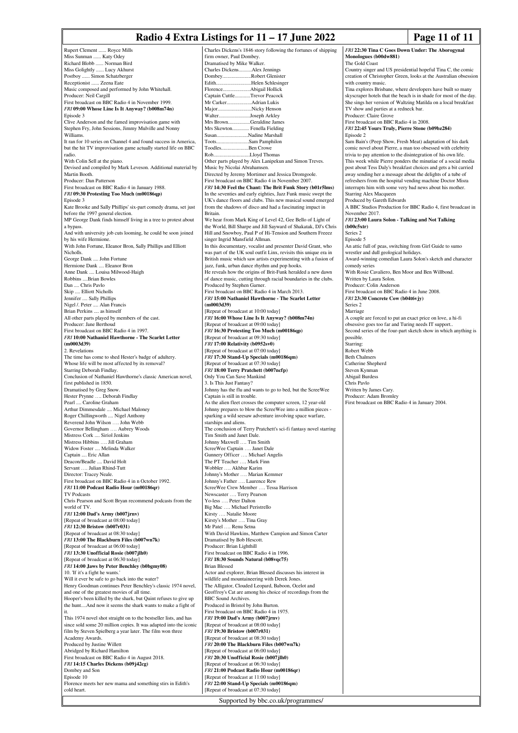Rupert Clement ...... Royce Mills
Miss Sunman ...... Katy Odey
Richard Blobb ...... Norman Bird
Miss Golightly ...... Lucy Akhurst
Postboy ...... Simon Schatzberger
Receptionist ....... Zeena Eate
Music composed and performed by John Whitehall.
Producer: Neil Cargill
First broadcast on BBC Radio 4 in November 1999.

***FRI* 09:00 Whose Line Is It Anyway? (b008m74n)**
Episode 3
Clive Anderson and the famed improvisation game with Stephen Fry, John Sessions, Jimmy Mulville and Nonny Williams.
It ran for 10 series on Channel 4 and found success in America, but the hit TV improvisation game actually started life on BBC radio.
With Colin Sell at the piano.
Devised and compiled by Mark Leveson. Additional material by Martin Booth.
Producer: Dan Patterson
First broadcast on BBC Radio 4 in January 1988.

***FRI* 09:30 Protesting Too Much (m00186qp)**
Episode 3
Kate Brooke and Sally Phillips' six-part comedy drama, set just before the 1997 general election.
MP George Dank finds himself living in a tree to protest about a bypass.
And with university job cuts looming, he could be soon joined by his wife Hermione.
With John Fortune, Eleanor Bron, Sally Phillips and Elliott Nicholls.
George Dank .... John Fortune
Hermione Dank .... Eleanor Bron
Anne Dank .... Louisa Milwood-Haigh
Robbins ....Brian Bowles
Dan .... Chris Pavlo
Skip .... Elliott Nicholls
Jennifer .... Sally Phillips
Nigel /. Peter .... Alan Francis
Brian Perkins .... as himself
All other parts played by members of the cast.
Producer: Jane Berthoud
First broadcast on BBC Radio 4 in 1997.

***FRI* 10:00 Nathaniel Hawthorne - The Scarlet Letter (m0003d39)**
2. Revelations
The time has come to shed Hester's badge of adultery.
Whose life will be most affected by its removal?
Starring Deborah Findlay.
Conclusion of Nathaniel Hawthorne's classic American novel, first published in 1850.
Dramatised by Greg Snow.
Hester Prynne …. Deborah Findlay
Pearl .... Caroline Graham
Arthur Dimmesdale .... Michael Maloney
Roger Chillingworth .... Nigel Anthony
Reverend John Wilson …. John Webb
Governor Bellingham …. Aubrey Woods
Mistress Cork .... Siriol Jenkins
Mistress Hibbins …. Jill Graham
Widow Foster .... Melinda Walker
Captain .... Eric Allan
Deacon/Beadle .... David Holt
Servant …. Julian Rhind-Tutt
Director: Tracey Neale.
First broadcast on BBC Radio 4 in n October 1992.

***FRI* 11:00 Podcast Radio Hour (m00186qr)**
TV Podcasts
Chris Pearson and Scott Bryan recommend podcasts from the world of TV.

***FRI* 12:00 Dad's Army (b007jrnv)**
[Repeat of broadcast at 08:00 today]

***FRI* 12:30 Bristow (b007r031)**
[Repeat of broadcast at 08:30 today]

***FRI* 13:00 The Blackburn Files (b007wn7k)**
[Repeat of broadcast at 06:00 today]

***FRI* 13:30 Unofficial Rosie (b007jlh0)**
[Repeat of broadcast at 06:30 today]

***FRI* 14:00 Jaws by Peter Benchley (b0bgmy08)**
10. 'If it's a fight he wants.'
Will it ever be safe to go back into the water?
Henry Goodman continues Peter Benchley's classic 1974 novel, and one of the greatest movies of all time.
Hooper's been killed by the shark, but Quint refuses to give up the hunt....And now it seems the shark wants to make a fight of it.
This 1974 novel shot straight on to the bestseller lists, and has since sold some 20 million copies. It was adapted into the iconic film by Steven Spielberg a year later. The film won three Academy Awards.
Produced by Justine Willett
Abridged by Richard Hamilton
First broadcast on BBC Radio 4 in August 2018.

***FRI* 14:15 Charles Dickens (b09j42cg)**
Dombey and Son
Episode 10
Florence meets her new mama and something stirs in Edith's cold heart.
Charles Dickens's 1846 story following the fortunes of shipping firm owner, Paul Dombey.
Dramatised by Mike Walker.
Charles Dickens..........Alex Jennings
Dombey......................Robert Glenister
Edith..........................Helen Schlesinger
Florence.....................Abigail Hollick
Captain Cuttle............Trevor Peacock
Mr Carker...................Adrian Lukis
Major.........................Nicky Henson
Walter........................Joseph Arkley
Mrs Brown.................Geraldine James
Mrs Skewton............. Fenella Fielding
Susan........................Nadine Marshall
Toots.........................Sam Pamphilon
Toodles.....................Ben Crowe
Rob............................Lloyd Thomas
Other parts played by Alex Lanipekun and Simon Treves.
Music by Nicolai Abrahamsen.
Directed by Jeremy Mortimer and Jessica Dromgoole.
First broadcast on BBC Radio 4 in November 2007.

***FRI* 14:30 Feel the Chant: The Brit Funk Story (b01r5lms)**
In the seventies and early eighties, Jazz Funk music swept the UK's dance floors and clubs. This new musical sound emerged from the shadows of disco and had a fascinating impact in Britain.
We hear from Mark King of Level 42, Gee Bello of Light of the World, Bill Sharpe and Jill Sayward of Shakatak, DJ's Chris Hill and Snowboy, Paul P of Hi-Tension and Southern Freeez singer Ingrid Mansfield Allman.
In this documentary, vocalist and presenter David Grant, who was part of the UK soul outfit Linx, revisits this unique era in British music which saw artists experimenting with a fusion of jazz, funk, urban dance rhythm and pop hooks.
He reveals how the origins of Brit-Funk heralded a new dawn of dance music, cutting through racial boundaries in the clubs.
Produced by Stephen Garner.
First broadcast on BBC Radio 4 in March 2013.

***FRI* 15:00 Nathaniel Hawthorne - The Scarlet Letter (m0003d39)**
[Repeat of broadcast at 10:00 today]

***FRI* 16:00 Whose Line Is It Anyway? (b008m74n)**
[Repeat of broadcast at 09:00 today]

***FRI* 16:30 Protesting Too Much (m00186qp)**
[Repeat of broadcast at 09:30 today]

***FRI* 17:00 Relativity (b0952sv0)**
[Repeat of broadcast at 07:00 today]

***FRI* 17:30 Stand-Up Specials (m00186qm)**
[Repeat of broadcast at 07:30 today]

***FRI* 18:00 Terry Pratchett (b007ncfp)**
Only You Can Save Mankind
3. Is This Just Fantasy?
Johnny has the flu and wants to go to bed, but the ScreeWee Captain is still in trouble.
As the alien fleet crosses the computer screen, 12 year-old Johnny prepares to blow the ScreeWee into a million pieces - sparking a wild seesaw adventure involving space warfare, starships and aliens.
The conclusion of Terry Pratchett's sci-fi fantasy novel starring Tim Smith and Janet Dale.
Johnny Maxwell …. Tim Smith
ScreeWee Captain …. Janet Dale
Gunnery Officer …. Michael Angelis
The PT Teacher …. Mark Finn
Wobbler …. Akhbar Karim
Johnny's Mother …. Marian Kemmer
Johnny's Father …. Laurence Rew
ScreeWee Crew Member …. Tessa Harrison
Newscaster …. Terry Pearson
Yo-less …. Peter Dalton
Big Mac …. Michael Peristrello
Kirsty …. Natalie Moore
Kirsty's Mother …. Tina Gray
Mr Patel …. Renu Setna
With David Hawkins, Matthew Campion and Simon Carter
Dramatised by Bob Hescott.
Producer: Brian Lighthill
First broadcast on BBC Radio 4 in 1996.

***FRI* 18:30 Sounds Natural (b08vqc75)**
Brian Blessed
Actor and explorer, Brian Blessed discusses his interest in wildlife and mountaineering with Derek Jones.
The Alligator, Clouded Leopard, Baboon, Ocelot and Geoffroy's Cat are among his choice of recordings from the BBC Sound Archives.
Produced in Bristol by John Burton.
First broadcast on BBC Radio 4 in 1975.

***FRI* 19:00 Dad's Army (b007jrnv)**
[Repeat of broadcast at 08:00 today]

***FRI* 19:30 Bristow (b007r031)**
[Repeat of broadcast at 08:30 today]

***FRI* 20:00 The Blackburn Files (b007wn7k)**
[Repeat of broadcast at 06:00 today]

***FRI* 20:30 Unofficial Rosie (b007jlh0)**
[Repeat of broadcast at 06:30 today]

***FRI* 21:00 Podcast Radio Hour (m00186qr)**
[Repeat of broadcast at 11:00 today]

***FRI* 22:00 Stand-Up Specials (m00186qm)**
[Repeat of broadcast at 07:30 today]

***FRI* 22:30 Tina C Goes Down Under: The Aborogynal Monologues (b00dw881)**
The Gold Coast
Country singer and US presidential hopeful Tina C, the comic creation of Christopher Green, looks at the Australian obsession with country music.
Tina explores Brisbane, where developers have built so many skyscraper hotels that the beach is in shade for most of the day.
She sings her version of Waltzing Matilda on a local breakfast TV show and parties at a redneck bar.
Producer: Claire Grove
First broadcast on BBC Radio 4 in 2008.

***FRI* 22:45 Yours Truly, Pierre Stone (b09bz284)**
Episode 2
Sam Bain's (Peep Show, Fresh Meat) adaptation of his dark comic novel about Pierre, a man too obsessed with celebrity trivia to pay attention to the disintegration of his own life.
This week while Pierre ponders the minutiae of a social media post about Tess Daly's breakfast choices and gets a bit carried away sending her a message about the delights of a tube of refreshers from the hospital vending machine Doctor Misra interrupts him with some very bad news about his mother.
Starring Alex Macqueen
Produced by Gareth Edwards
A BBC Studios Production for BBC Radio 4, first broadcast in November 2017.

***FRI* 23:00 Laura Solon - Talking and Not Talking (b00c5xtr)**
Series 2
Episode 5
An attic full of peas, switching from Girl Guide to sumo wrestler and dull geological holidays.
Award-winning comedian Laura Solon's sketch and character comedy series
With Rosie Cavaliero, Ben Moor and Ben Willbond.
Written by Laura Solon.
Producer: Colin Anderson
First broadcast on BBC Radio 4 in June 2008.

***FRI* 23:30 Concrete Cow (b04t6vjy)**
Series 2
Marriage
A couple are forced to put an exact price on love, a hi-fi obsessive goes too far and Turing needs IT support..
Second series of the four-part sketch show in which anything is possible.
Starring:
Robert Webb
Beth Chalmers
Catherine Shepherd
Steven Kynman
Abigail Burdess
Chris Pavlo
Written by James Cary.
Producer: Adam Bromley
First broadcast on BBC Radio 4 in January 2004.